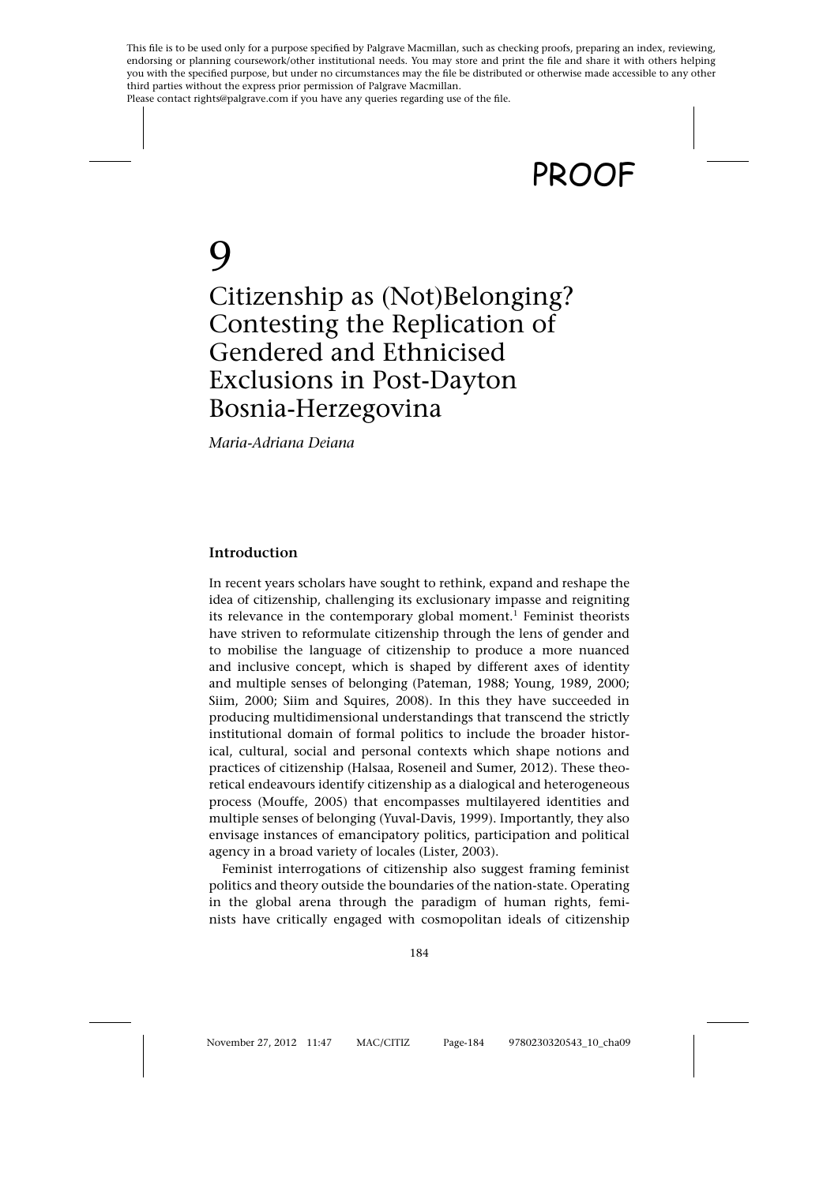# 9

# Citizenship as (Not)Belonging? Contesting the Replication of Gendered and Ethnicised Exclusions in Post-Dayton Bosnia-Herzegovina

*Maria-Adriana Deiana*

## Introduction

In recent years scholars have sought to rethink, expand and reshape the idea of citizenship, challenging its exclusionary impasse and reigniting its relevance in the contemporary global moment.[1] Feminist theorists have striven to reformulate citizenship through the lens of gender and to mobilise the language of citizenship to produce a more nuanced and inclusive concept, which is shaped by different axes of identity and multiple senses of belonging (Pateman, 1988; Young, 1989, 2000; Siim, 2000; Siim and Squires, 2008). In this they have succeeded in producing multidimensional understandings that transcend the strictly institutional domain of formal politics to include the broader historical, cultural, social and personal contexts which shape notions and practices of citizenship (Halsaa, Roseneil and Sumer, 2012). These theoretical endeavours identify citizenship as a dialogical and heterogeneous process (Mouffe, 2005) that encompasses multilayered identities and multiple senses of belonging (Yuval-Davis, 1999). Importantly, they also envisage instances of emancipatory politics, participation and political agency in a broad variety of locales (Lister, 2003).

Feminist interrogations of citizenship also suggest framing feminist politics and theory outside the boundaries of the nation-state. Operating in the global arena through the paradigm of human rights, feminists have critically engaged with cosmopolitan ideals of citizenship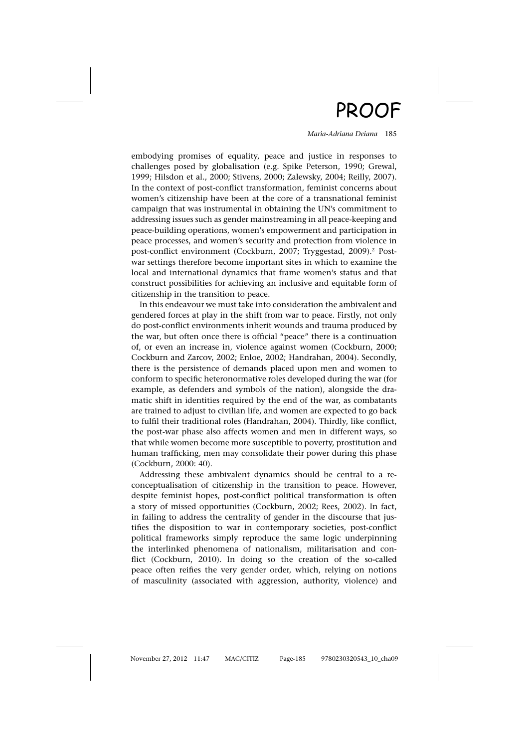embodying promises of equality, peace and justice in responses to challenges posed by globalisation (e.g. Spike Peterson, 1990; Grewal, 1999; Hilsdon et al., 2000; Stivens, 2000; Zalewsky, 2004; Reilly, 2007). In the context of post-conflict transformation, feminist concerns about women's citizenship have been at the core of a transnational feminist campaign that was instrumental in obtaining the UN's commitment to addressing issues such as gender mainstreaming in all peace-keeping and peace-building operations, women's empowerment and participation in peace processes, and women's security and protection from violence in post-conflict environment (Cockburn, 2007; Tryggestad, 2009).[2] Post-war settings therefore become important sites in which to examine the local and international dynamics that frame women's status and that construct possibilities for achieving an inclusive and equitable form of citizenship in the transition to peace.

In this endeavour we must take into consideration the ambivalent and gendered forces at play in the shift from war to peace. Firstly, not only do post-conflict environments inherit wounds and trauma produced by the war, but often once there is official "peace" there is a continuation of, or even an increase in, violence against women (Cockburn, 2000; Cockburn and Zarcov, 2002; Enloe, 2002; Handrahan, 2004). Secondly, there is the persistence of demands placed upon men and women to conform to specific heteronormative roles developed during the war (for example, as defenders and symbols of the nation), alongside the dramatic shift in identities required by the end of the war, as combatants are trained to adjust to civilian life, and women are expected to go back to fulfil their traditional roles (Handrahan, 2004). Thirdly, like conflict, the post-war phase also affects women and men in different ways, so that while women become more susceptible to poverty, prostitution and human trafficking, men may consolidate their power during this phase (Cockburn, 2000: 40).

Addressing these ambivalent dynamics should be central to a re-conceptualisation of citizenship in the transition to peace. However, despite feminist hopes, post-conflict political transformation is often a story of missed opportunities (Cockburn, 2002; Rees, 2002). In fact, in failing to address the centrality of gender in the discourse that justifies the disposition to war in contemporary societies, post-conflict political frameworks simply reproduce the same logic underpinning the interlinked phenomena of nationalism, militarisation and conflict (Cockburn, 2010). In doing so the creation of the so-called peace often reifies the very gender order, which, relying on notions of masculinity (associated with aggression, authority, violence) and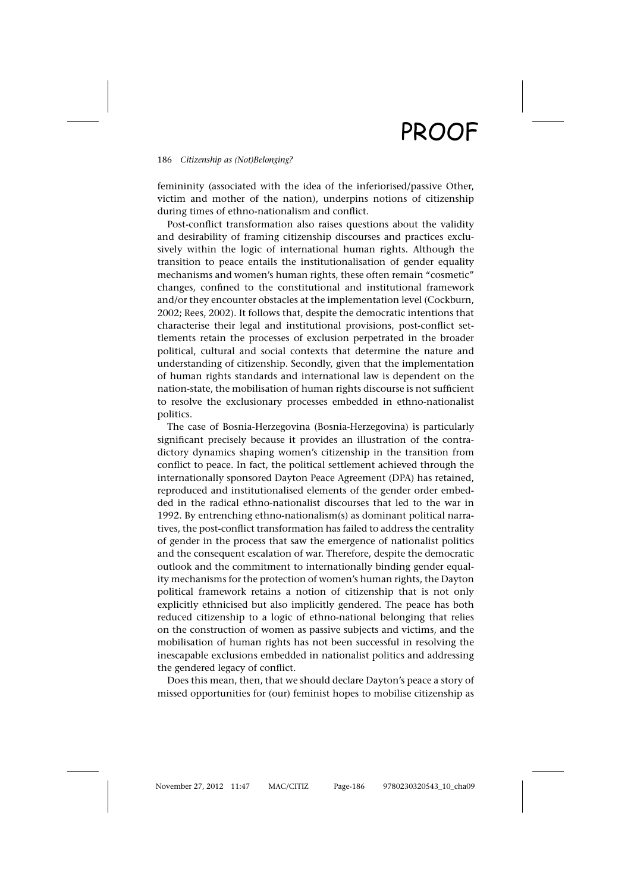femininity (associated with the idea of the inferiorised/passive Other, victim and mother of the nation), underpins notions of citizenship during times of ethno-nationalism and conflict.

Post-conflict transformation also raises questions about the validity and desirability of framing citizenship discourses and practices exclusively within the logic of international human rights. Although the transition to peace entails the institutionalisation of gender equality mechanisms and women's human rights, these often remain "cosmetic" changes, confined to the constitutional and institutional framework and/or they encounter obstacles at the implementation level (Cockburn, 2002; Rees, 2002). It follows that, despite the democratic intentions that characterise their legal and institutional provisions, post-conflict settlements retain the processes of exclusion perpetrated in the broader political, cultural and social contexts that determine the nature and understanding of citizenship. Secondly, given that the implementation of human rights standards and international law is dependent on the nation-state, the mobilisation of human rights discourse is not sufficient to resolve the exclusionary processes embedded in ethno-nationalist politics.

The case of Bosnia-Herzegovina (Bosnia-Herzegovina) is particularly significant precisely because it provides an illustration of the contradictory dynamics shaping women's citizenship in the transition from conflict to peace. In fact, the political settlement achieved through the internationally sponsored Dayton Peace Agreement (DPA) has retained, reproduced and institutionalised elements of the gender order embedded in the radical ethno-nationalist discourses that led to the war in 1992. By entrenching ethno-nationalism(s) as dominant political narratives, the post-conflict transformation has failed to address the centrality of gender in the process that saw the emergence of nationalist politics and the consequent escalation of war. Therefore, despite the democratic outlook and the commitment to internationally binding gender equality mechanisms for the protection of women's human rights, the Dayton political framework retains a notion of citizenship that is not only explicitly ethnicised but also implicitly gendered. The peace has both reduced citizenship to a logic of ethno-national belonging that relies on the construction of women as passive subjects and victims, and the mobilisation of human rights has not been successful in resolving the inescapable exclusions embedded in nationalist politics and addressing the gendered legacy of conflict.

Does this mean, then, that we should declare Dayton's peace a story of missed opportunities for (our) feminist hopes to mobilise citizenship as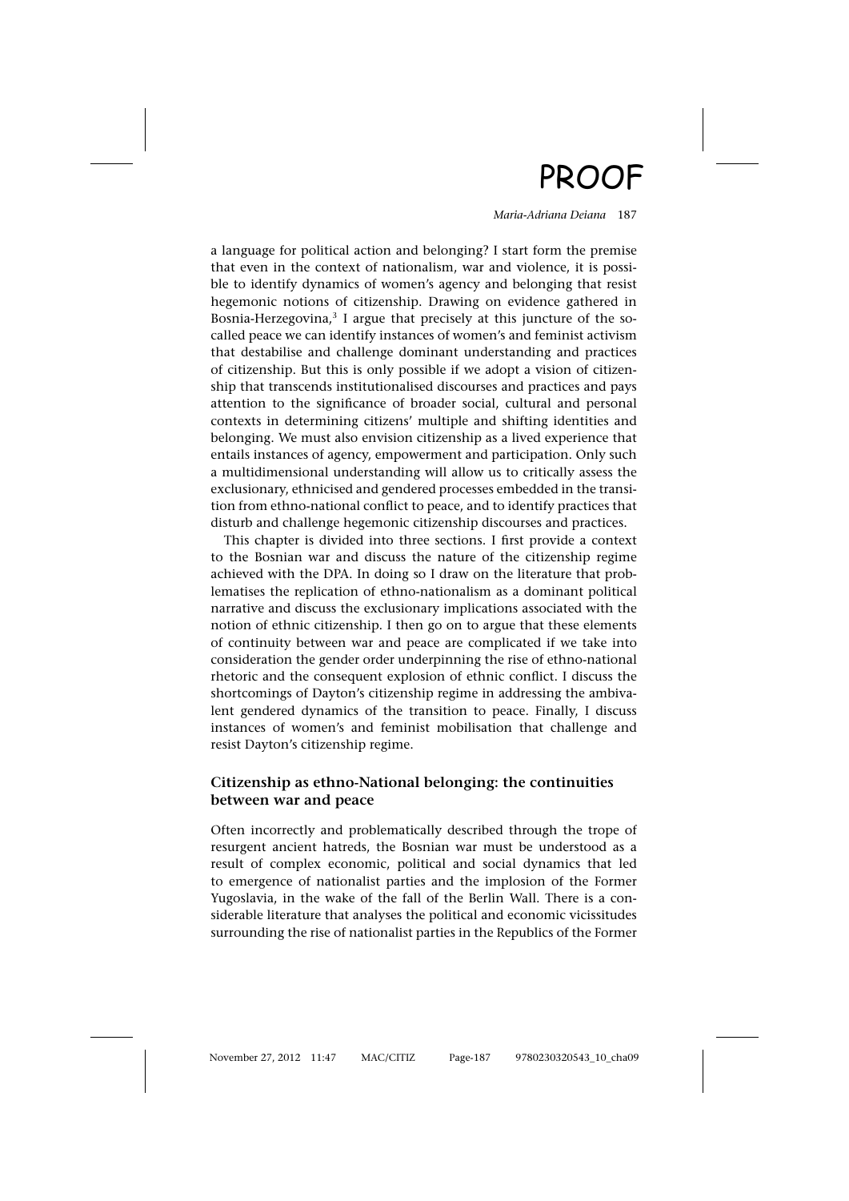a language for political action and belonging? I start form the premise that even in the context of nationalism, war and violence, it is possible to identify dynamics of women's agency and belonging that resist hegemonic notions of citizenship. Drawing on evidence gathered in Bosnia-Herzegovina,[3] I argue that precisely at this juncture of the so-called peace we can identify instances of women's and feminist activism that destabilise and challenge dominant understanding and practices of citizenship. But this is only possible if we adopt a vision of citizenship that transcends institutionalised discourses and practices and pays attention to the significance of broader social, cultural and personal contexts in determining citizens' multiple and shifting identities and belonging. We must also envision citizenship as a lived experience that entails instances of agency, empowerment and participation. Only such a multidimensional understanding will allow us to critically assess the exclusionary, ethnicised and gendered processes embedded in the transition from ethno-national conflict to peace, and to identify practices that disturb and challenge hegemonic citizenship discourses and practices.

This chapter is divided into three sections. I first provide a context to the Bosnian war and discuss the nature of the citizenship regime achieved with the DPA. In doing so I draw on the literature that problematises the replication of ethno-nationalism as a dominant political narrative and discuss the exclusionary implications associated with the notion of ethnic citizenship. I then go on to argue that these elements of continuity between war and peace are complicated if we take into consideration the gender order underpinning the rise of ethno-national rhetoric and the consequent explosion of ethnic conflict. I discuss the shortcomings of Dayton's citizenship regime in addressing the ambivalent gendered dynamics of the transition to peace. Finally, I discuss instances of women's and feminist mobilisation that challenge and resist Dayton's citizenship regime.

## Citizenship as ethno-National belonging: the continuities between war and peace

Often incorrectly and problematically described through the trope of resurgent ancient hatreds, the Bosnian war must be understood as a result of complex economic, political and social dynamics that led to emergence of nationalist parties and the implosion of the Former Yugoslavia, in the wake of the fall of the Berlin Wall. There is a considerable literature that analyses the political and economic vicissitudes surrounding the rise of nationalist parties in the Republics of the Former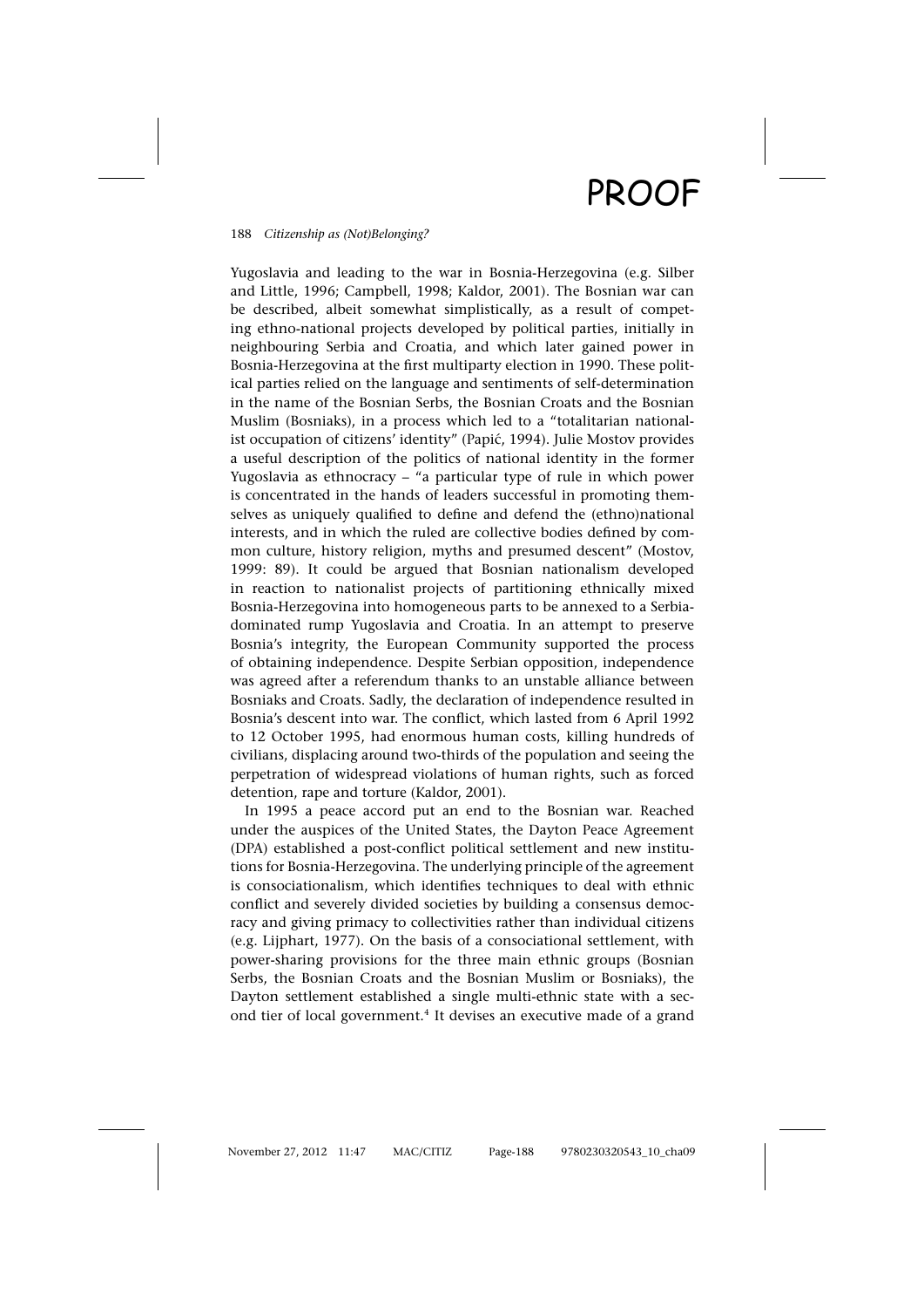Yugoslavia and leading to the war in Bosnia-Herzegovina (e.g. Silber and Little, 1996; Campbell, 1998; Kaldor, 2001). The Bosnian war can be described, albeit somewhat simplistically, as a result of competing ethno-national projects developed by political parties, initially in neighbouring Serbia and Croatia, and which later gained power in Bosnia-Herzegovina at the first multiparty election in 1990. These political parties relied on the language and sentiments of self-determination in the name of the Bosnian Serbs, the Bosnian Croats and the Bosnian Muslim (Bosniaks), in a process which led to a "totalitarian nationalist occupation of citizens' identity" (Papić, 1994). Julie Mostov provides a useful description of the politics of national identity in the former Yugoslavia as ethnocracy – "a particular type of rule in which power is concentrated in the hands of leaders successful in promoting themselves as uniquely qualified to define and defend the (ethno)national interests, and in which the ruled are collective bodies defined by common culture, history religion, myths and presumed descent" (Mostov, 1999: 89). It could be argued that Bosnian nationalism developed in reaction to nationalist projects of partitioning ethnically mixed Bosnia-Herzegovina into homogeneous parts to be annexed to a Serbia-dominated rump Yugoslavia and Croatia. In an attempt to preserve Bosnia's integrity, the European Community supported the process of obtaining independence. Despite Serbian opposition, independence was agreed after a referendum thanks to an unstable alliance between Bosniaks and Croats. Sadly, the declaration of independence resulted in Bosnia's descent into war. The conflict, which lasted from 6 April 1992 to 12 October 1995, had enormous human costs, killing hundreds of civilians, displacing around two-thirds of the population and seeing the perpetration of widespread violations of human rights, such as forced detention, rape and torture (Kaldor, 2001).

In 1995 a peace accord put an end to the Bosnian war. Reached under the auspices of the United States, the Dayton Peace Agreement (DPA) established a post-conflict political settlement and new institutions for Bosnia-Herzegovina. The underlying principle of the agreement is consociationalism, which identifies techniques to deal with ethnic conflict and severely divided societies by building a consensus democracy and giving primacy to collectivities rather than individual citizens (e.g. Lijphart, 1977). On the basis of a consociational settlement, with power-sharing provisions for the three main ethnic groups (Bosnian Serbs, the Bosnian Croats and the Bosnian Muslim or Bosniaks), the Dayton settlement established a single multi-ethnic state with a second tier of local government.[4] It devises an executive made of a grand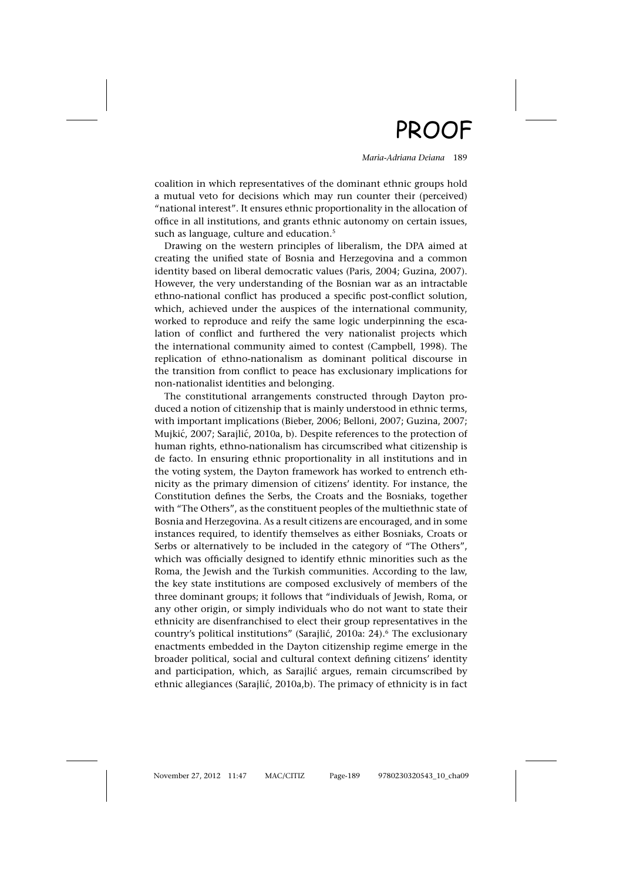coalition in which representatives of the dominant ethnic groups hold a mutual veto for decisions which may run counter their (perceived) "national interest". It ensures ethnic proportionality in the allocation of office in all institutions, and grants ethnic autonomy on certain issues, such as language, culture and education.[5]

Drawing on the western principles of liberalism, the DPA aimed at creating the unified state of Bosnia and Herzegovina and a common identity based on liberal democratic values (Paris, 2004; Guzina, 2007). However, the very understanding of the Bosnian war as an intractable ethno-national conflict has produced a specific post-conflict solution, which, achieved under the auspices of the international community, worked to reproduce and reify the same logic underpinning the escalation of conflict and furthered the very nationalist projects which the international community aimed to contest (Campbell, 1998). The replication of ethno-nationalism as dominant political discourse in the transition from conflict to peace has exclusionary implications for non-nationalist identities and belonging.

The constitutional arrangements constructed through Dayton produced a notion of citizenship that is mainly understood in ethnic terms, with important implications (Bieber, 2006; Belloni, 2007; Guzina, 2007; Mujkić, 2007; Sarajlić, 2010a, b). Despite references to the protection of human rights, ethno-nationalism has circumscribed what citizenship is de facto. In ensuring ethnic proportionality in all institutions and in the voting system, the Dayton framework has worked to entrench ethnicity as the primary dimension of citizens' identity. For instance, the Constitution defines the Serbs, the Croats and the Bosniaks, together with "The Others", as the constituent peoples of the multiethnic state of Bosnia and Herzegovina. As a result citizens are encouraged, and in some instances required, to identify themselves as either Bosniaks, Croats or Serbs or alternatively to be included in the category of "The Others", which was officially designed to identify ethnic minorities such as the Roma, the Jewish and the Turkish communities. According to the law, the key state institutions are composed exclusively of members of the three dominant groups; it follows that "individuals of Jewish, Roma, or any other origin, or simply individuals who do not want to state their ethnicity are disenfranchised to elect their group representatives in the country's political institutions" (Sarajlić, 2010a: 24).[6] The exclusionary enactments embedded in the Dayton citizenship regime emerge in the broader political, social and cultural context defining citizens' identity and participation, which, as Sarajlić argues, remain circumscribed by ethnic allegiances (Sarajlić, 2010a,b). The primacy of ethnicity is in fact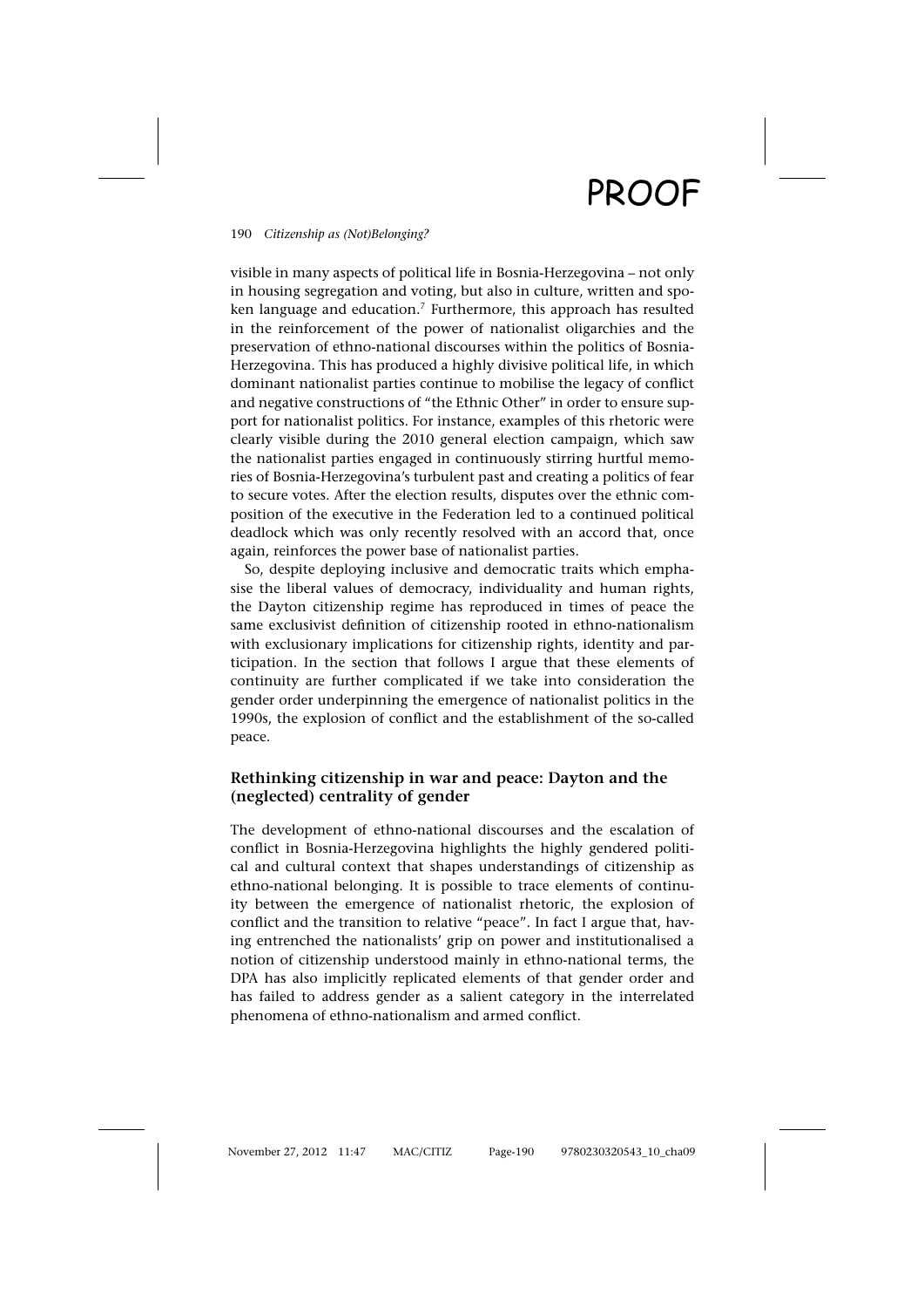visible in many aspects of political life in Bosnia-Herzegovina – not only in housing segregation and voting, but also in culture, written and spoken language and education.[7] Furthermore, this approach has resulted in the reinforcement of the power of nationalist oligarchies and the preservation of ethno-national discourses within the politics of Bosnia-Herzegovina. This has produced a highly divisive political life, in which dominant nationalist parties continue to mobilise the legacy of conflict and negative constructions of "the Ethnic Other" in order to ensure support for nationalist politics. For instance, examples of this rhetoric were clearly visible during the 2010 general election campaign, which saw the nationalist parties engaged in continuously stirring hurtful memories of Bosnia-Herzegovina's turbulent past and creating a politics of fear to secure votes. After the election results, disputes over the ethnic composition of the executive in the Federation led to a continued political deadlock which was only recently resolved with an accord that, once again, reinforces the power base of nationalist parties.

So, despite deploying inclusive and democratic traits which emphasise the liberal values of democracy, individuality and human rights, the Dayton citizenship regime has reproduced in times of peace the same exclusivist definition of citizenship rooted in ethno-nationalism with exclusionary implications for citizenship rights, identity and participation. In the section that follows I argue that these elements of continuity are further complicated if we take into consideration the gender order underpinning the emergence of nationalist politics in the 1990s, the explosion of conflict and the establishment of the so-called peace.

## Rethinking citizenship in war and peace: Dayton and the (neglected) centrality of gender

The development of ethno-national discourses and the escalation of conflict in Bosnia-Herzegovina highlights the highly gendered political and cultural context that shapes understandings of citizenship as ethno-national belonging. It is possible to trace elements of continuity between the emergence of nationalist rhetoric, the explosion of conflict and the transition to relative "peace". In fact I argue that, having entrenched the nationalists' grip on power and institutionalised a notion of citizenship understood mainly in ethno-national terms, the DPA has also implicitly replicated elements of that gender order and has failed to address gender as a salient category in the interrelated phenomena of ethno-nationalism and armed conflict.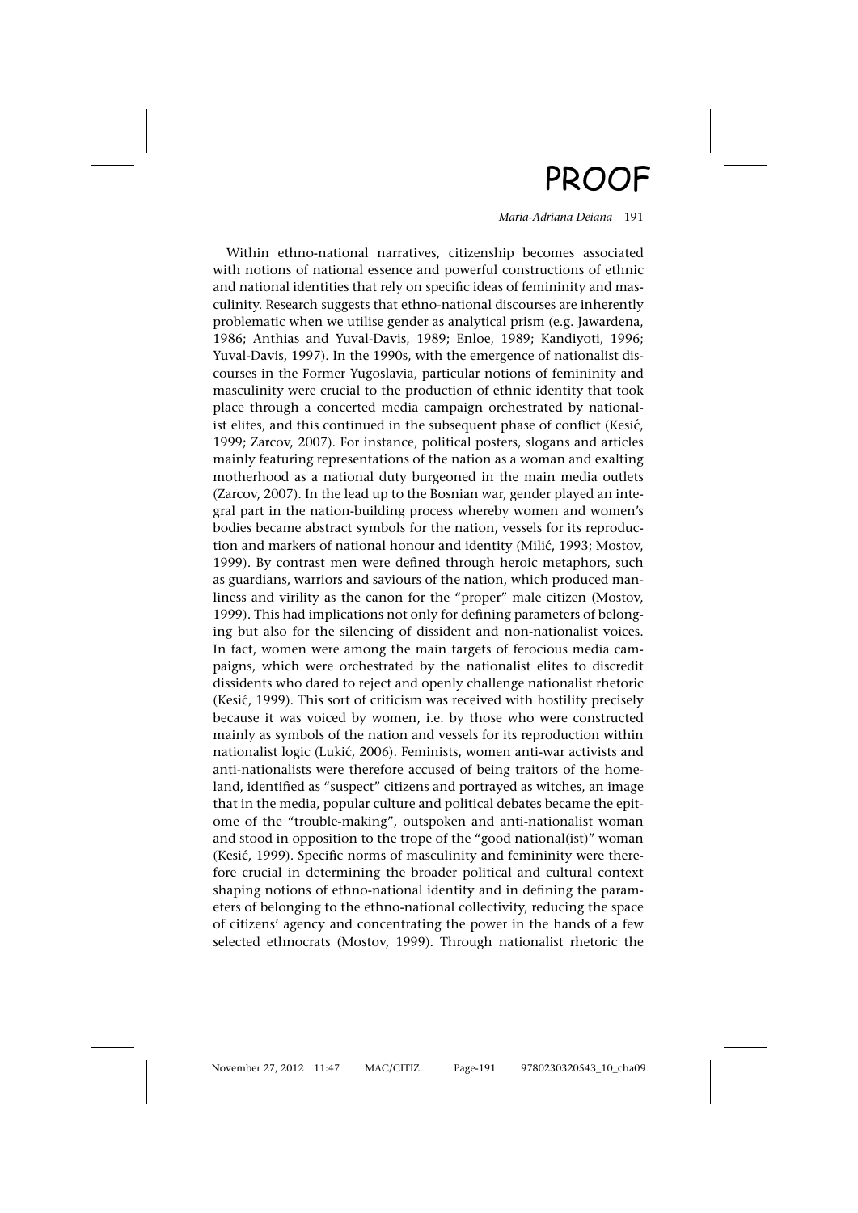Within ethno-national narratives, citizenship becomes associated with notions of national essence and powerful constructions of ethnic and national identities that rely on specific ideas of femininity and masculinity. Research suggests that ethno-national discourses are inherently problematic when we utilise gender as analytical prism (e.g. Jawardena, 1986; Anthias and Yuval-Davis, 1989; Enloe, 1989; Kandiyoti, 1996; Yuval-Davis, 1997). In the 1990s, with the emergence of nationalist discourses in the Former Yugoslavia, particular notions of femininity and masculinity were crucial to the production of ethnic identity that took place through a concerted media campaign orchestrated by nationalist elites, and this continued in the subsequent phase of conflict (Kesić, 1999; Zarcov, 2007). For instance, political posters, slogans and articles mainly featuring representations of the nation as a woman and exalting motherhood as a national duty burgeoned in the main media outlets (Zarcov, 2007). In the lead up to the Bosnian war, gender played an integral part in the nation-building process whereby women and women's bodies became abstract symbols for the nation, vessels for its reproduction and markers of national honour and identity (Milić, 1993; Mostov, 1999). By contrast men were defined through heroic metaphors, such as guardians, warriors and saviours of the nation, which produced manliness and virility as the canon for the "proper" male citizen (Mostov, 1999). This had implications not only for defining parameters of belonging but also for the silencing of dissident and non-nationalist voices. In fact, women were among the main targets of ferocious media campaigns, which were orchestrated by the nationalist elites to discredit dissidents who dared to reject and openly challenge nationalist rhetoric (Kesić, 1999). This sort of criticism was received with hostility precisely because it was voiced by women, i.e. by those who were constructed mainly as symbols of the nation and vessels for its reproduction within nationalist logic (Lukić, 2006). Feminists, women anti-war activists and anti-nationalists were therefore accused of being traitors of the homeland, identified as "suspect" citizens and portrayed as witches, an image that in the media, popular culture and political debates became the epitome of the "trouble-making", outspoken and anti-nationalist woman and stood in opposition to the trope of the "good national(ist)" woman (Kesić, 1999). Specific norms of masculinity and femininity were therefore crucial in determining the broader political and cultural context shaping notions of ethno-national identity and in defining the parameters of belonging to the ethno-national collectivity, reducing the space of citizens' agency and concentrating the power in the hands of a few selected ethnocrats (Mostov, 1999). Through nationalist rhetoric the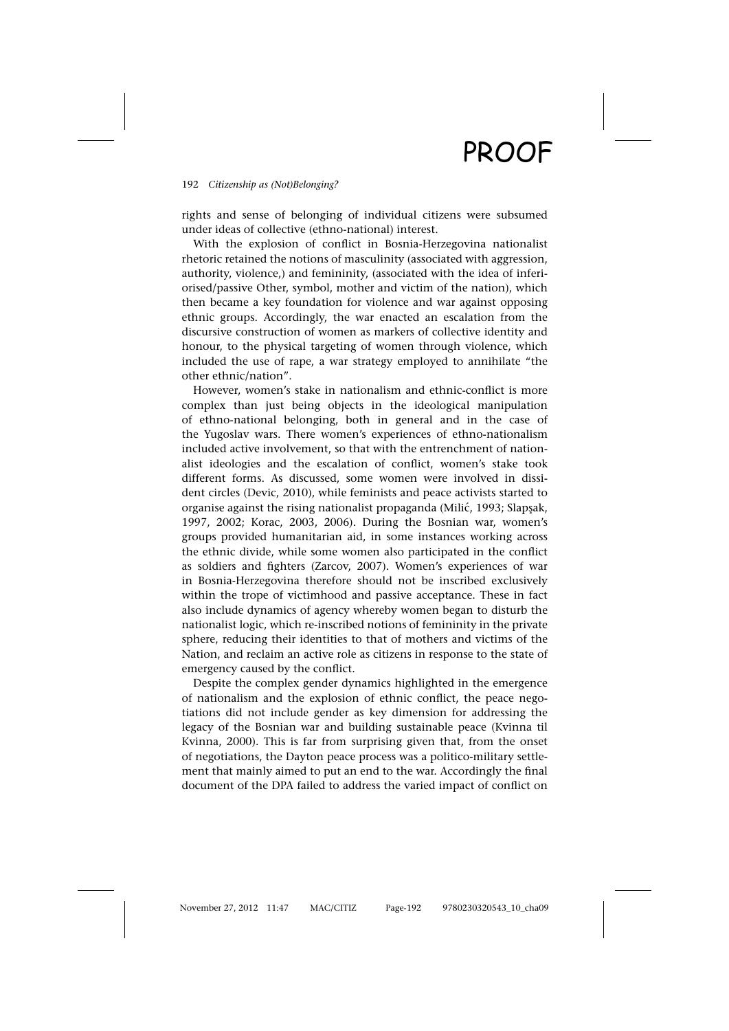rights and sense of belonging of individual citizens were subsumed under ideas of collective (ethno-national) interest.

With the explosion of conflict in Bosnia-Herzegovina nationalist rhetoric retained the notions of masculinity (associated with aggression, authority, violence,) and femininity, (associated with the idea of inferiorised/passive Other, symbol, mother and victim of the nation), which then became a key foundation for violence and war against opposing ethnic groups. Accordingly, the war enacted an escalation from the discursive construction of women as markers of collective identity and honour, to the physical targeting of women through violence, which included the use of rape, a war strategy employed to annihilate "the other ethnic/nation".

However, women's stake in nationalism and ethnic-conflict is more complex than just being objects in the ideological manipulation of ethno-national belonging, both in general and in the case of the Yugoslav wars. There women's experiences of ethno-nationalism included active involvement, so that with the entrenchment of nationalist ideologies and the escalation of conflict, women's stake took different forms. As discussed, some women were involved in dissident circles (Devic, 2010), while feminists and peace activists started to organise against the rising nationalist propaganda (Milić, 1993; Slapşak, 1997, 2002; Korac, 2003, 2006). During the Bosnian war, women's groups provided humanitarian aid, in some instances working across the ethnic divide, while some women also participated in the conflict as soldiers and fighters (Zarcov, 2007). Women's experiences of war in Bosnia-Herzegovina therefore should not be inscribed exclusively within the trope of victimhood and passive acceptance. These in fact also include dynamics of agency whereby women began to disturb the nationalist logic, which re-inscribed notions of femininity in the private sphere, reducing their identities to that of mothers and victims of the Nation, and reclaim an active role as citizens in response to the state of emergency caused by the conflict.

Despite the complex gender dynamics highlighted in the emergence of nationalism and the explosion of ethnic conflict, the peace negotiations did not include gender as key dimension for addressing the legacy of the Bosnian war and building sustainable peace (Kvinna til Kvinna, 2000). This is far from surprising given that, from the onset of negotiations, the Dayton peace process was a politico-military settlement that mainly aimed to put an end to the war. Accordingly the final document of the DPA failed to address the varied impact of conflict on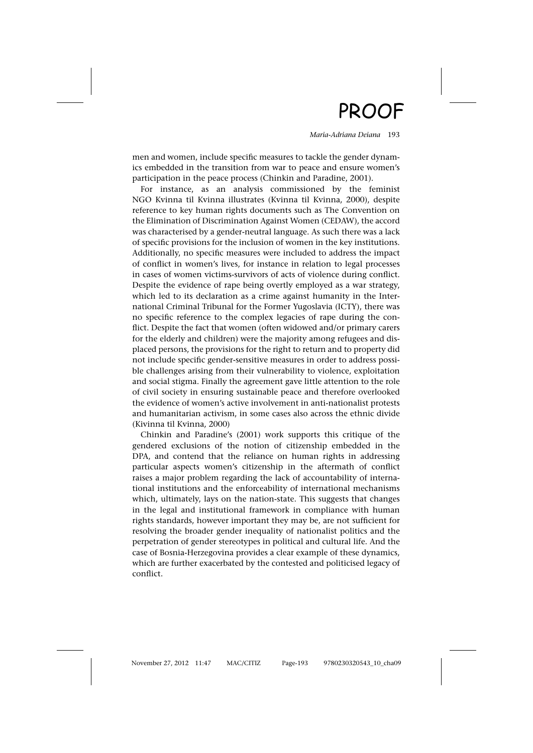men and women, include specific measures to tackle the gender dynamics embedded in the transition from war to peace and ensure women's participation in the peace process (Chinkin and Paradine, 2001).

For instance, as an analysis commissioned by the feminist NGO Kvinna til Kvinna illustrates (Kvinna til Kvinna, 2000), despite reference to key human rights documents such as The Convention on the Elimination of Discrimination Against Women (CEDAW), the accord was characterised by a gender-neutral language. As such there was a lack of specific provisions for the inclusion of women in the key institutions. Additionally, no specific measures were included to address the impact of conflict in women's lives, for instance in relation to legal processes in cases of women victims-survivors of acts of violence during conflict. Despite the evidence of rape being overtly employed as a war strategy, which led to its declaration as a crime against humanity in the International Criminal Tribunal for the Former Yugoslavia (ICTY), there was no specific reference to the complex legacies of rape during the conflict. Despite the fact that women (often widowed and/or primary carers for the elderly and children) were the majority among refugees and displaced persons, the provisions for the right to return and to property did not include specific gender-sensitive measures in order to address possible challenges arising from their vulnerability to violence, exploitation and social stigma. Finally the agreement gave little attention to the role of civil society in ensuring sustainable peace and therefore overlooked the evidence of women's active involvement in anti-nationalist protests and humanitarian activism, in some cases also across the ethnic divide (Kivinna til Kvinna, 2000)

Chinkin and Paradine's (2001) work supports this critique of the gendered exclusions of the notion of citizenship embedded in the DPA, and contend that the reliance on human rights in addressing particular aspects women's citizenship in the aftermath of conflict raises a major problem regarding the lack of accountability of international institutions and the enforceability of international mechanisms which, ultimately, lays on the nation-state. This suggests that changes in the legal and institutional framework in compliance with human rights standards, however important they may be, are not sufficient for resolving the broader gender inequality of nationalist politics and the perpetration of gender stereotypes in political and cultural life. And the case of Bosnia-Herzegovina provides a clear example of these dynamics, which are further exacerbated by the contested and politicised legacy of conflict.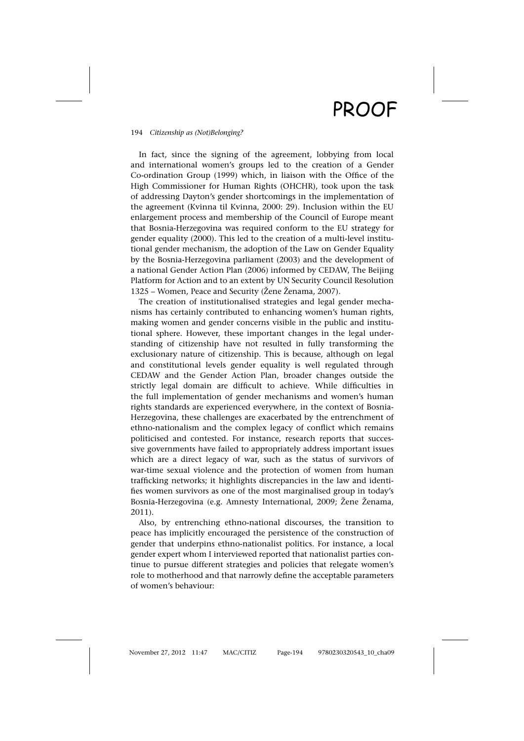In fact, since the signing of the agreement, lobbying from local and international women's groups led to the creation of a Gender Co-ordination Group (1999) which, in liaison with the Office of the High Commissioner for Human Rights (OHCHR), took upon the task of addressing Dayton's gender shortcomings in the implementation of the agreement (Kvinna til Kvinna, 2000: 29). Inclusion within the EU enlargement process and membership of the Council of Europe meant that Bosnia-Herzegovina was required conform to the EU strategy for gender equality (2000). This led to the creation of a multi-level institutional gender mechanism, the adoption of the Law on Gender Equality by the Bosnia-Herzegovina parliament (2003) and the development of a national Gender Action Plan (2006) informed by CEDAW, The Beijing Platform for Action and to an extent by UN Security Council Resolution 1325 – Women, Peace and Security (Žene Ženama, 2007).

The creation of institutionalised strategies and legal gender mechanisms has certainly contributed to enhancing women's human rights, making women and gender concerns visible in the public and institutional sphere. However, these important changes in the legal understanding of citizenship have not resulted in fully transforming the exclusionary nature of citizenship. This is because, although on legal and constitutional levels gender equality is well regulated through CEDAW and the Gender Action Plan, broader changes outside the strictly legal domain are difficult to achieve. While difficulties in the full implementation of gender mechanisms and women's human rights standards are experienced everywhere, in the context of Bosnia-Herzegovina, these challenges are exacerbated by the entrenchment of ethno-nationalism and the complex legacy of conflict which remains politicised and contested. For instance, research reports that successive governments have failed to appropriately address important issues which are a direct legacy of war, such as the status of survivors of war-time sexual violence and the protection of women from human trafficking networks; it highlights discrepancies in the law and identifies women survivors as one of the most marginalised group in today's Bosnia-Herzegovina (e.g. Amnesty International, 2009; Žene Ženama, 2011).

Also, by entrenching ethno-national discourses, the transition to peace has implicitly encouraged the persistence of the construction of gender that underpins ethno-nationalist politics. For instance, a local gender expert whom I interviewed reported that nationalist parties continue to pursue different strategies and policies that relegate women's role to motherhood and that narrowly define the acceptable parameters of women's behaviour: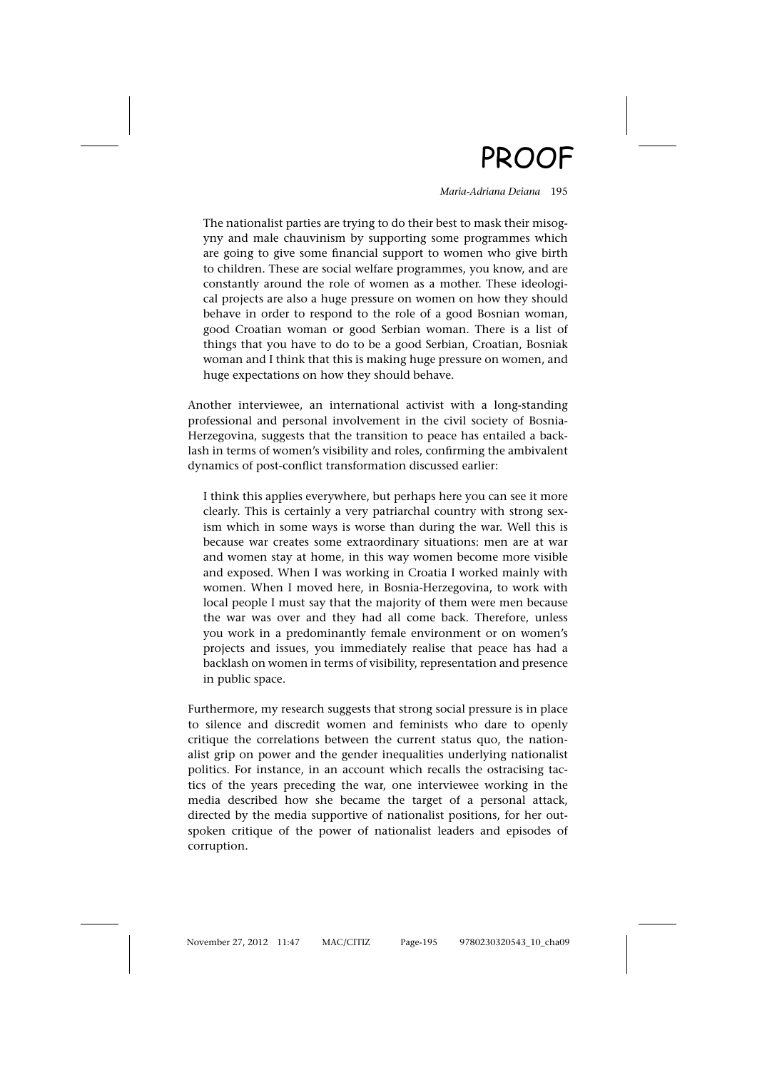> The nationalist parties are trying to do their best to mask their misogyny and male chauvinism by supporting some programmes which are going to give some financial support to women who give birth to children. These are social welfare programmes, you know, and are constantly around the role of women as a mother. These ideological projects are also a huge pressure on women on how they should behave in order to respond to the role of a good Bosnian woman, good Croatian woman or good Serbian woman. There is a list of things that you have to do to be a good Serbian, Croatian, Bosniak woman and I think that this is making huge pressure on women, and huge expectations on how they should behave.

Another interviewee, an international activist with a long-standing professional and personal involvement in the civil society of Bosnia-Herzegovina, suggests that the transition to peace has entailed a backlash in terms of women's visibility and roles, confirming the ambivalent dynamics of post-conflict transformation discussed earlier:

> I think this applies everywhere, but perhaps here you can see it more clearly. This is certainly a very patriarchal country with strong sexism which in some ways is worse than during the war. Well this is because war creates some extraordinary situations: men are at war and women stay at home, in this way women become more visible and exposed. When I was working in Croatia I worked mainly with women. When I moved here, in Bosnia-Herzegovina, to work with local people I must say that the majority of them were men because the war was over and they had all come back. Therefore, unless you work in a predominantly female environment or on women's projects and issues, you immediately realise that peace has had a backlash on women in terms of visibility, representation and presence in public space.

Furthermore, my research suggests that strong social pressure is in place to silence and discredit women and feminists who dare to openly critique the correlations between the current status quo, the nationalist grip on power and the gender inequalities underlying nationalist politics. For instance, in an account which recalls the ostracising tactics of the years preceding the war, one interviewee working in the media described how she became the target of a personal attack, directed by the media supportive of nationalist positions, for her outspoken critique of the power of nationalist leaders and episodes of corruption.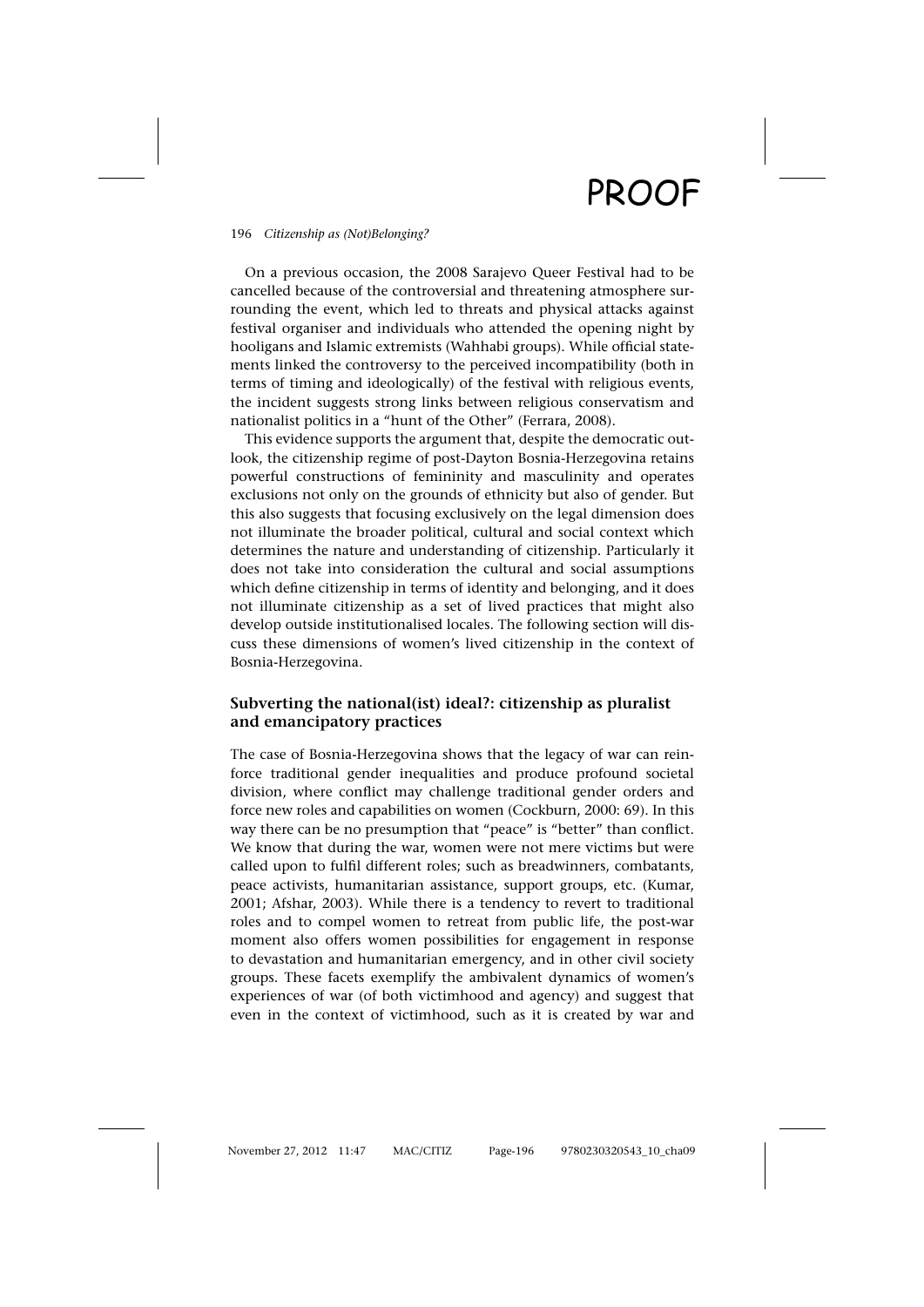On a previous occasion, the 2008 Sarajevo Queer Festival had to be cancelled because of the controversial and threatening atmosphere surrounding the event, which led to threats and physical attacks against festival organiser and individuals who attended the opening night by hooligans and Islamic extremists (Wahhabi groups). While official statements linked the controversy to the perceived incompatibility (both in terms of timing and ideologically) of the festival with religious events, the incident suggests strong links between religious conservatism and nationalist politics in a "hunt of the Other" (Ferrara, 2008).

This evidence supports the argument that, despite the democratic outlook, the citizenship regime of post-Dayton Bosnia-Herzegovina retains powerful constructions of femininity and masculinity and operates exclusions not only on the grounds of ethnicity but also of gender. But this also suggests that focusing exclusively on the legal dimension does not illuminate the broader political, cultural and social context which determines the nature and understanding of citizenship. Particularly it does not take into consideration the cultural and social assumptions which define citizenship in terms of identity and belonging, and it does not illuminate citizenship as a set of lived practices that might also develop outside institutionalised locales. The following section will discuss these dimensions of women's lived citizenship in the context of Bosnia-Herzegovina.

## Subverting the national(ist) ideal?: citizenship as pluralist and emancipatory practices

The case of Bosnia-Herzegovina shows that the legacy of war can reinforce traditional gender inequalities and produce profound societal division, where conflict may challenge traditional gender orders and force new roles and capabilities on women (Cockburn, 2000: 69). In this way there can be no presumption that "peace" is "better" than conflict. We know that during the war, women were not mere victims but were called upon to fulfil different roles; such as breadwinners, combatants, peace activists, humanitarian assistance, support groups, etc. (Kumar, 2001; Afshar, 2003). While there is a tendency to revert to traditional roles and to compel women to retreat from public life, the post-war moment also offers women possibilities for engagement in response to devastation and humanitarian emergency, and in other civil society groups. These facets exemplify the ambivalent dynamics of women's experiences of war (of both victimhood and agency) and suggest that even in the context of victimhood, such as it is created by war and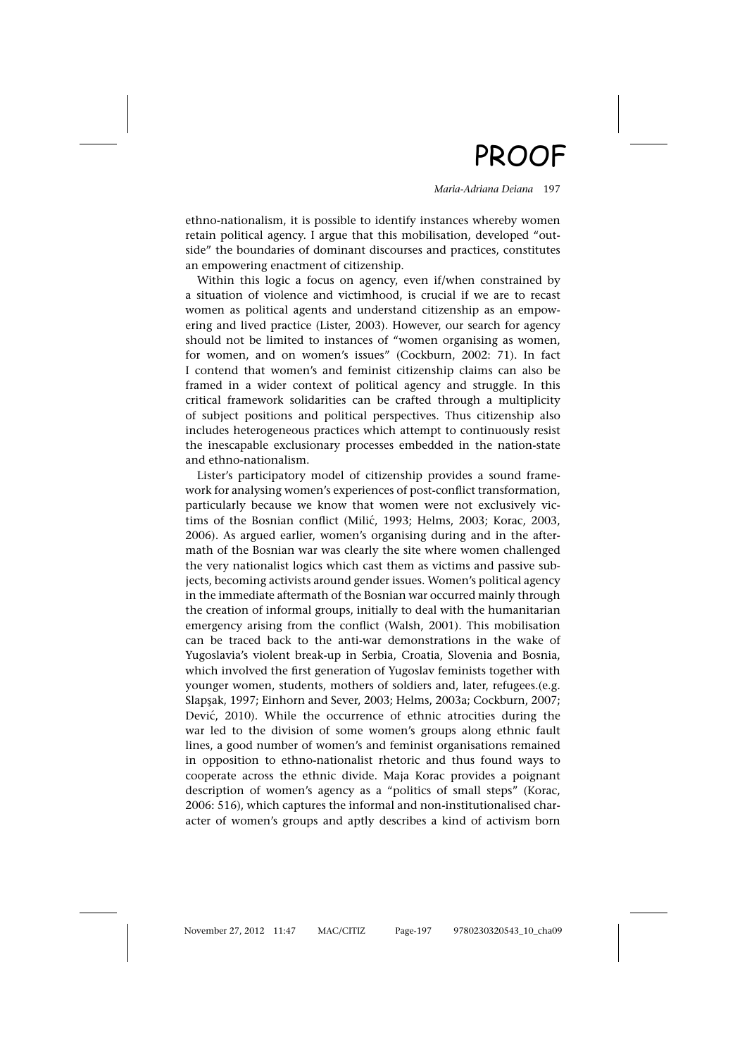ethno-nationalism, it is possible to identify instances whereby women retain political agency. I argue that this mobilisation, developed "outside" the boundaries of dominant discourses and practices, constitutes an empowering enactment of citizenship.

Within this logic a focus on agency, even if/when constrained by a situation of violence and victimhood, is crucial if we are to recast women as political agents and understand citizenship as an empowering and lived practice (Lister, 2003). However, our search for agency should not be limited to instances of "women organising as women, for women, and on women's issues" (Cockburn, 2002: 71). In fact I contend that women's and feminist citizenship claims can also be framed in a wider context of political agency and struggle. In this critical framework solidarities can be crafted through a multiplicity of subject positions and political perspectives. Thus citizenship also includes heterogeneous practices which attempt to continuously resist the inescapable exclusionary processes embedded in the nation-state and ethno-nationalism.

Lister's participatory model of citizenship provides a sound framework for analysing women's experiences of post-conflict transformation, particularly because we know that women were not exclusively victims of the Bosnian conflict (Milić, 1993; Helms, 2003; Korac, 2003, 2006). As argued earlier, women's organising during and in the aftermath of the Bosnian war was clearly the site where women challenged the very nationalist logics which cast them as victims and passive subjects, becoming activists around gender issues. Women's political agency in the immediate aftermath of the Bosnian war occurred mainly through the creation of informal groups, initially to deal with the humanitarian emergency arising from the conflict (Walsh, 2001). This mobilisation can be traced back to the anti-war demonstrations in the wake of Yugoslavia's violent break-up in Serbia, Croatia, Slovenia and Bosnia, which involved the first generation of Yugoslav feminists together with younger women, students, mothers of soldiers and, later, refugees.(e.g. Slapşak, 1997; Einhorn and Sever, 2003; Helms, 2003a; Cockburn, 2007; Dević, 2010). While the occurrence of ethnic atrocities during the war led to the division of some women's groups along ethnic fault lines, a good number of women's and feminist organisations remained in opposition to ethno-nationalist rhetoric and thus found ways to cooperate across the ethnic divide. Maja Korac provides a poignant description of women's agency as a "politics of small steps" (Korac, 2006: 516), which captures the informal and non-institutionalised character of women's groups and aptly describes a kind of activism born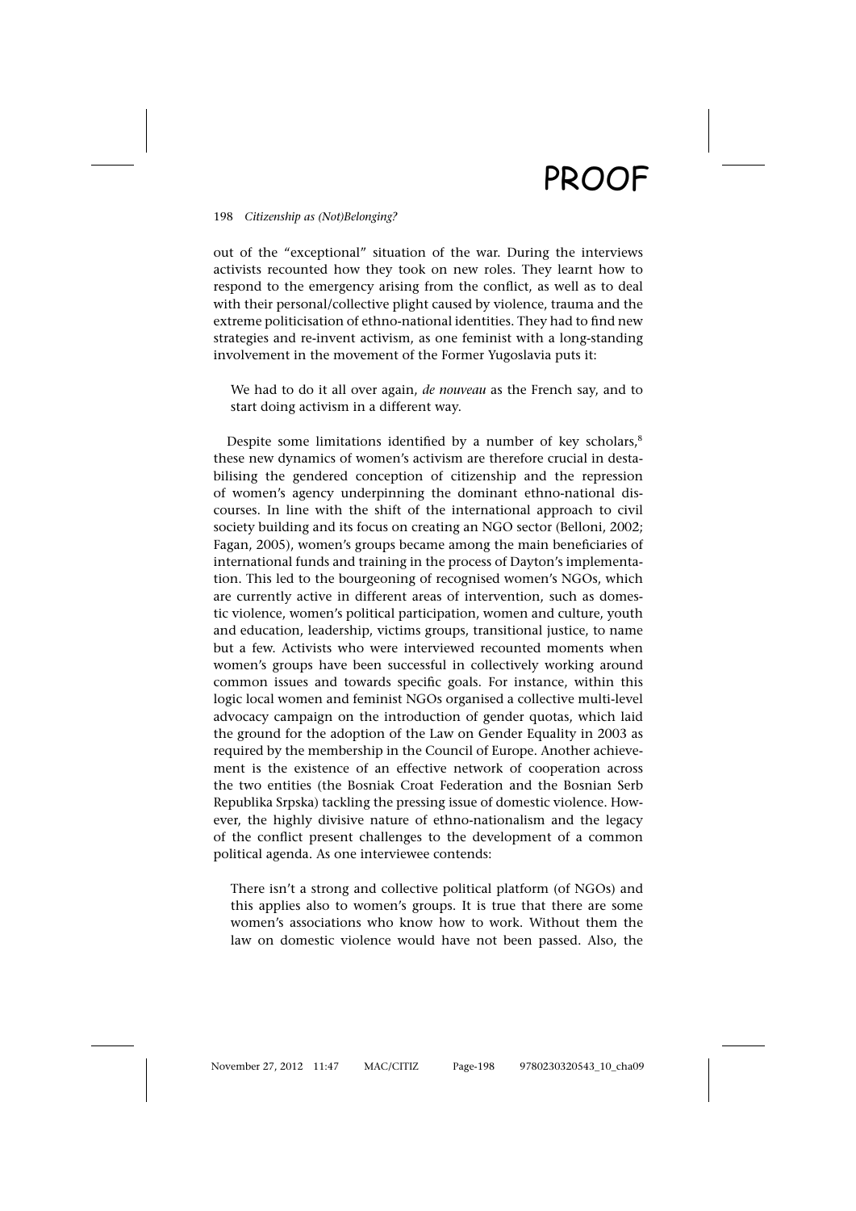out of the "exceptional" situation of the war. During the interviews activists recounted how they took on new roles. They learnt how to respond to the emergency arising from the conflict, as well as to deal with their personal/collective plight caused by violence, trauma and the extreme politicisation of ethno-national identities. They had to find new strategies and re-invent activism, as one feminist with a long-standing involvement in the movement of the Former Yugoslavia puts it:

> We had to do it all over again, *de nouveau* as the French say, and to start doing activism in a different way.

Despite some limitations identified by a number of key scholars,[8] these new dynamics of women's activism are therefore crucial in destabilising the gendered conception of citizenship and the repression of women's agency underpinning the dominant ethno-national discourses. In line with the shift of the international approach to civil society building and its focus on creating an NGO sector (Belloni, 2002; Fagan, 2005), women's groups became among the main beneficiaries of international funds and training in the process of Dayton's implementation. This led to the bourgeoning of recognised women's NGOs, which are currently active in different areas of intervention, such as domestic violence, women's political participation, women and culture, youth and education, leadership, victims groups, transitional justice, to name but a few. Activists who were interviewed recounted moments when women's groups have been successful in collectively working around common issues and towards specific goals. For instance, within this logic local women and feminist NGOs organised a collective multi-level advocacy campaign on the introduction of gender quotas, which laid the ground for the adoption of the Law on Gender Equality in 2003 as required by the membership in the Council of Europe. Another achievement is the existence of an effective network of cooperation across the two entities (the Bosniak Croat Federation and the Bosnian Serb Republika Srpska) tackling the pressing issue of domestic violence. However, the highly divisive nature of ethno-nationalism and the legacy of the conflict present challenges to the development of a common political agenda. As one interviewee contends:

> There isn't a strong and collective political platform (of NGOs) and this applies also to women's groups. It is true that there are some women's associations who know how to work. Without them the law on domestic violence would have not been passed. Also, the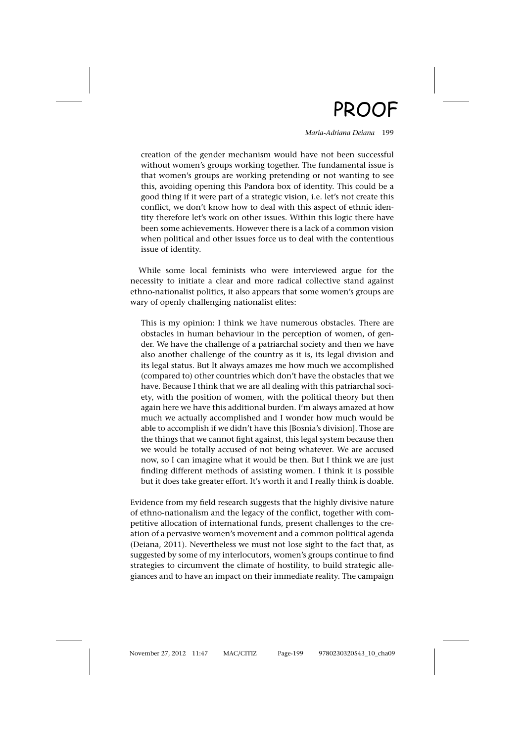creation of the gender mechanism would have not been successful without women's groups working together. The fundamental issue is that women's groups are working pretending or not wanting to see this, avoiding opening this Pandora box of identity. This could be a good thing if it were part of a strategic vision, i.e. let's not create this conflict, we don't know how to deal with this aspect of ethnic identity therefore let's work on other issues. Within this logic there have been some achievements. However there is a lack of a common vision when political and other issues force us to deal with the contentious issue of identity.

While some local feminists who were interviewed argue for the necessity to initiate a clear and more radical collective stand against ethno-nationalist politics, it also appears that some women's groups are wary of openly challenging nationalist elites:

> This is my opinion: I think we have numerous obstacles. There are obstacles in human behaviour in the perception of women, of gender. We have the challenge of a patriarchal society and then we have also another challenge of the country as it is, its legal division and its legal status. But It always amazes me how much we accomplished (compared to) other countries which don't have the obstacles that we have. Because I think that we are all dealing with this patriarchal society, with the position of women, with the political theory but then again here we have this additional burden. I'm always amazed at how much we actually accomplished and I wonder how much would be able to accomplish if we didn't have this [Bosnia's division]. Those are the things that we cannot fight against, this legal system because then we would be totally accused of not being whatever. We are accused now, so I can imagine what it would be then. But I think we are just finding different methods of assisting women. I think it is possible but it does take greater effort. It's worth it and I really think is doable.

Evidence from my field research suggests that the highly divisive nature of ethno-nationalism and the legacy of the conflict, together with competitive allocation of international funds, present challenges to the creation of a pervasive women's movement and a common political agenda (Deiana, 2011). Nevertheless we must not lose sight to the fact that, as suggested by some of my interlocutors, women's groups continue to find strategies to circumvent the climate of hostility, to build strategic allegiances and to have an impact on their immediate reality. The campaign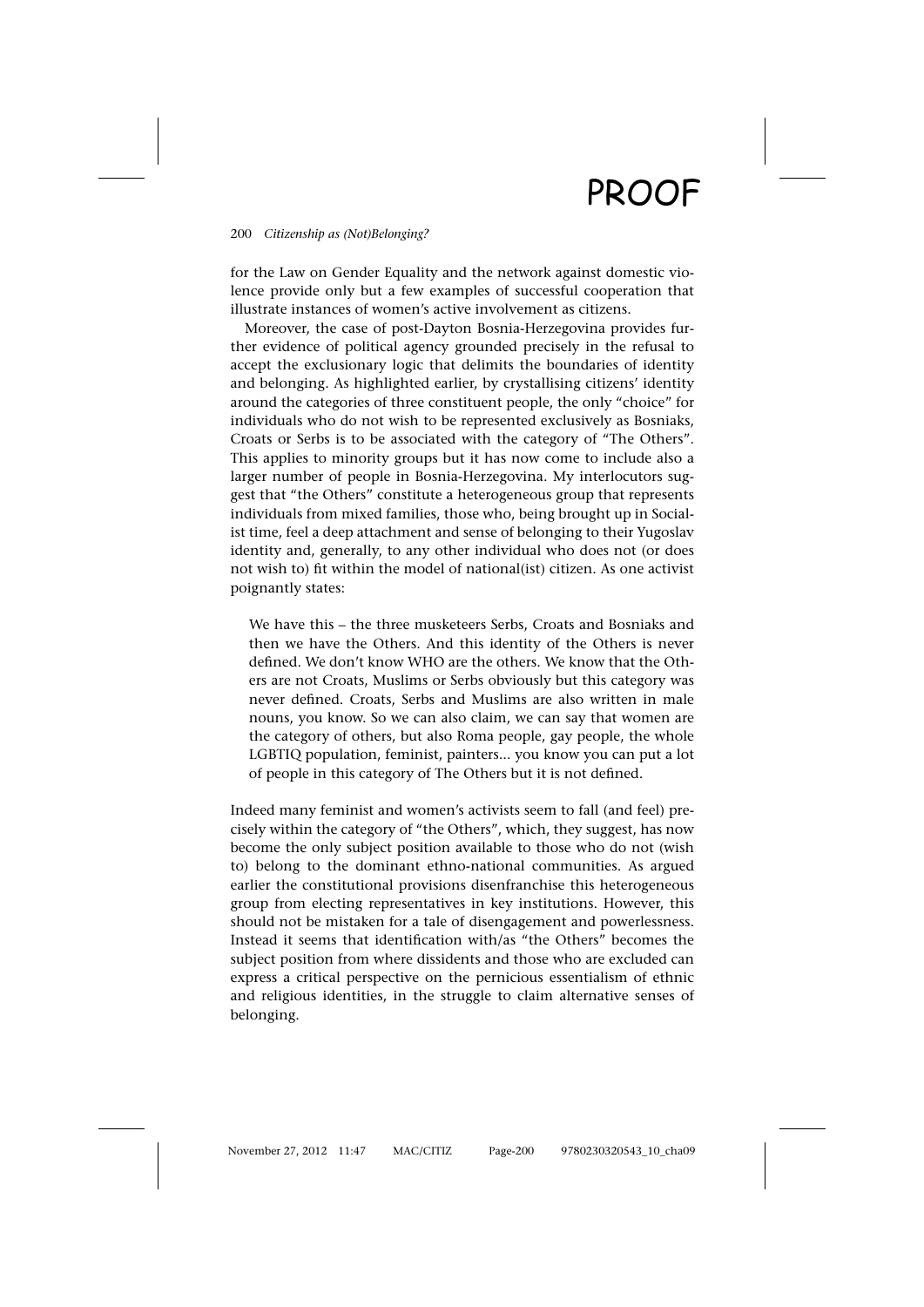for the Law on Gender Equality and the network against domestic violence provide only but a few examples of successful cooperation that illustrate instances of women's active involvement as citizens.

Moreover, the case of post-Dayton Bosnia-Herzegovina provides further evidence of political agency grounded precisely in the refusal to accept the exclusionary logic that delimits the boundaries of identity and belonging. As highlighted earlier, by crystallising citizens' identity around the categories of three constituent people, the only "choice" for individuals who do not wish to be represented exclusively as Bosniaks, Croats or Serbs is to be associated with the category of "The Others". This applies to minority groups but it has now come to include also a larger number of people in Bosnia-Herzegovina. My interlocutors suggest that "the Others" constitute a heterogeneous group that represents individuals from mixed families, those who, being brought up in Socialist time, feel a deep attachment and sense of belonging to their Yugoslav identity and, generally, to any other individual who does not (or does not wish to) fit within the model of national(ist) citizen. As one activist poignantly states:

> We have this – the three musketeers Serbs, Croats and Bosniaks and then we have the Others. And this identity of the Others is never defined. We don't know WHO are the others. We know that the Others are not Croats, Muslims or Serbs obviously but this category was never defined. Croats, Serbs and Muslims are also written in male nouns, you know. So we can also claim, we can say that women are the category of others, but also Roma people, gay people, the whole LGBTIQ population, feminist, painters... you know you can put a lot of people in this category of The Others but it is not defined.

Indeed many feminist and women's activists seem to fall (and feel) precisely within the category of "the Others", which, they suggest, has now become the only subject position available to those who do not (wish to) belong to the dominant ethno-national communities. As argued earlier the constitutional provisions disenfranchise this heterogeneous group from electing representatives in key institutions. However, this should not be mistaken for a tale of disengagement and powerlessness. Instead it seems that identification with/as "the Others" becomes the subject position from where dissidents and those who are excluded can express a critical perspective on the pernicious essentialism of ethnic and religious identities, in the struggle to claim alternative senses of belonging.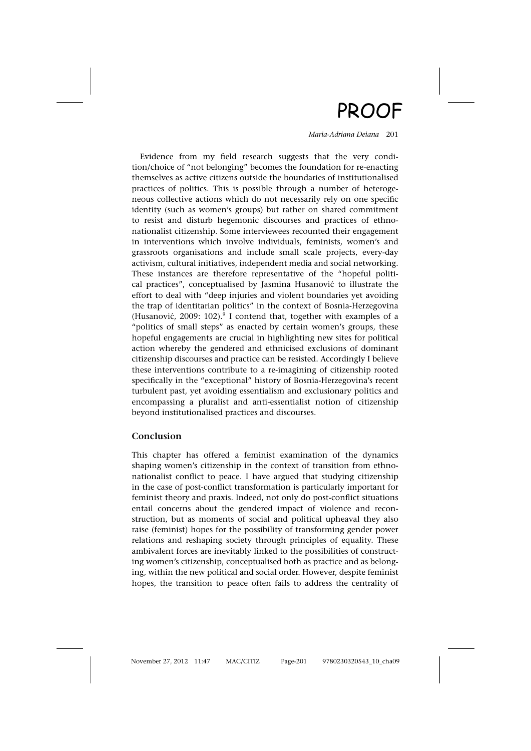Evidence from my field research suggests that the very condition/choice of "not belonging" becomes the foundation for re-enacting themselves as active citizens outside the boundaries of institutionalised practices of politics. This is possible through a number of heterogeneous collective actions which do not necessarily rely on one specific identity (such as women's groups) but rather on shared commitment to resist and disturb hegemonic discourses and practices of ethnonationalist citizenship. Some interviewees recounted their engagement in interventions which involve individuals, feminists, women's and grassroots organisations and include small scale projects, every-day activism, cultural initiatives, independent media and social networking. These instances are therefore representative of the "hopeful political practices", conceptualised by Jasmina Husanović to illustrate the effort to deal with "deep injuries and violent boundaries yet avoiding the trap of identitarian politics" in the context of Bosnia-Herzegovina (Husanović, 2009: 102).[9] I contend that, together with examples of a "politics of small steps" as enacted by certain women's groups, these hopeful engagements are crucial in highlighting new sites for political action whereby the gendered and ethnicised exclusions of dominant citizenship discourses and practice can be resisted. Accordingly I believe these interventions contribute to a re-imagining of citizenship rooted specifically in the "exceptional" history of Bosnia-Herzegovina's recent turbulent past, yet avoiding essentialism and exclusionary politics and encompassing a pluralist and anti-essentialist notion of citizenship beyond institutionalised practices and discourses.

## Conclusion

This chapter has offered a feminist examination of the dynamics shaping women's citizenship in the context of transition from ethnonationalist conflict to peace. I have argued that studying citizenship in the case of post-conflict transformation is particularly important for feminist theory and praxis. Indeed, not only do post-conflict situations entail concerns about the gendered impact of violence and reconstruction, but as moments of social and political upheaval they also raise (feminist) hopes for the possibility of transforming gender power relations and reshaping society through principles of equality. These ambivalent forces are inevitably linked to the possibilities of constructing women's citizenship, conceptualised both as practice and as belonging, within the new political and social order. However, despite feminist hopes, the transition to peace often fails to address the centrality of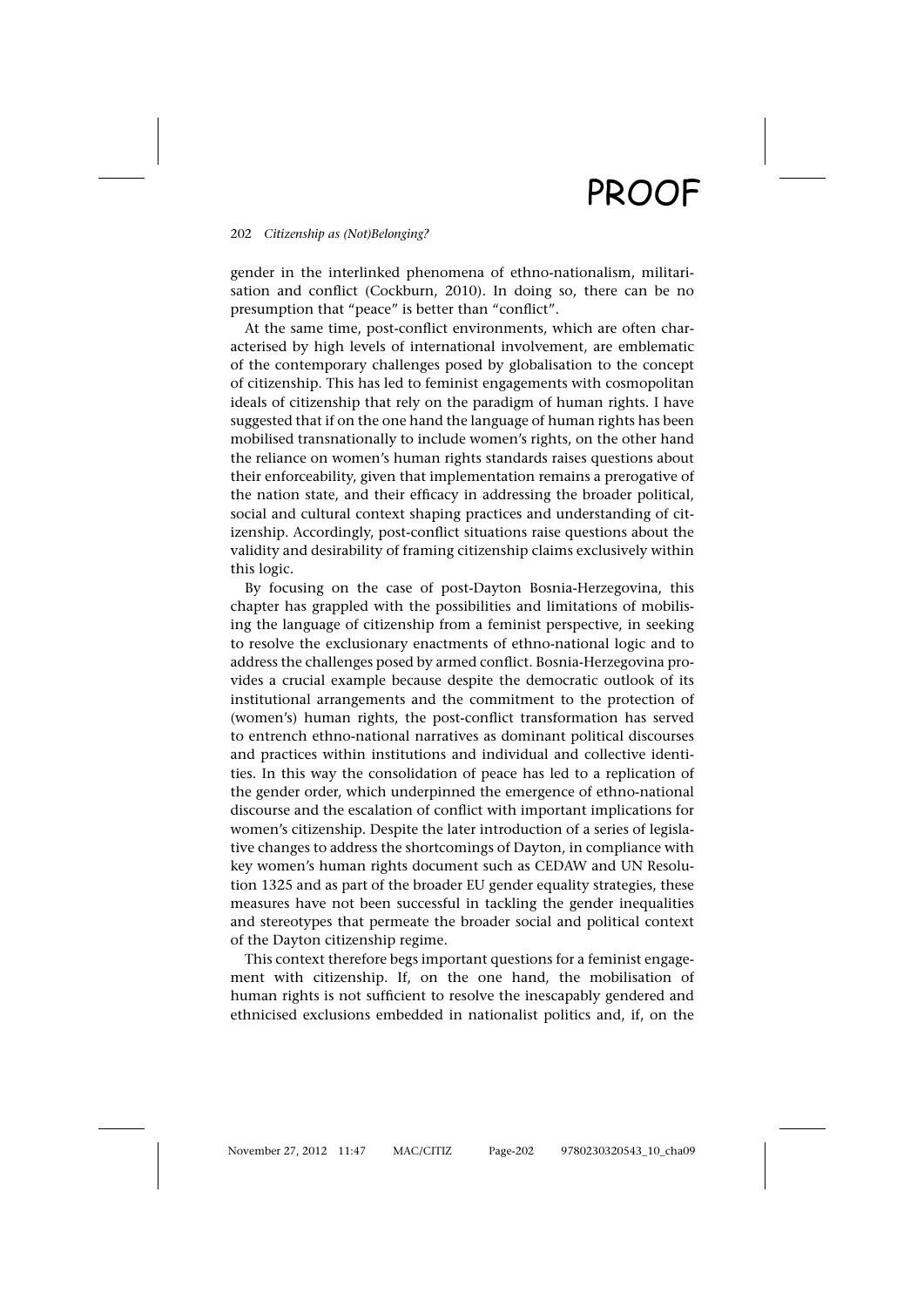gender in the interlinked phenomena of ethno-nationalism, militarisation and conflict (Cockburn, 2010). In doing so, there can be no presumption that "peace" is better than "conflict".

At the same time, post-conflict environments, which are often characterised by high levels of international involvement, are emblematic of the contemporary challenges posed by globalisation to the concept of citizenship. This has led to feminist engagements with cosmopolitan ideals of citizenship that rely on the paradigm of human rights. I have suggested that if on the one hand the language of human rights has been mobilised transnationally to include women's rights, on the other hand the reliance on women's human rights standards raises questions about their enforceability, given that implementation remains a prerogative of the nation state, and their efficacy in addressing the broader political, social and cultural context shaping practices and understanding of citizenship. Accordingly, post-conflict situations raise questions about the validity and desirability of framing citizenship claims exclusively within this logic.

By focusing on the case of post-Dayton Bosnia-Herzegovina, this chapter has grappled with the possibilities and limitations of mobilising the language of citizenship from a feminist perspective, in seeking to resolve the exclusionary enactments of ethno-national logic and to address the challenges posed by armed conflict. Bosnia-Herzegovina provides a crucial example because despite the democratic outlook of its institutional arrangements and the commitment to the protection of (women's) human rights, the post-conflict transformation has served to entrench ethno-national narratives as dominant political discourses and practices within institutions and individual and collective identities. In this way the consolidation of peace has led to a replication of the gender order, which underpinned the emergence of ethno-national discourse and the escalation of conflict with important implications for women's citizenship. Despite the later introduction of a series of legislative changes to address the shortcomings of Dayton, in compliance with key women's human rights document such as CEDAW and UN Resolution 1325 and as part of the broader EU gender equality strategies, these measures have not been successful in tackling the gender inequalities and stereotypes that permeate the broader social and political context of the Dayton citizenship regime.

This context therefore begs important questions for a feminist engagement with citizenship. If, on the one hand, the mobilisation of human rights is not sufficient to resolve the inescapably gendered and ethnicised exclusions embedded in nationalist politics and, if, on the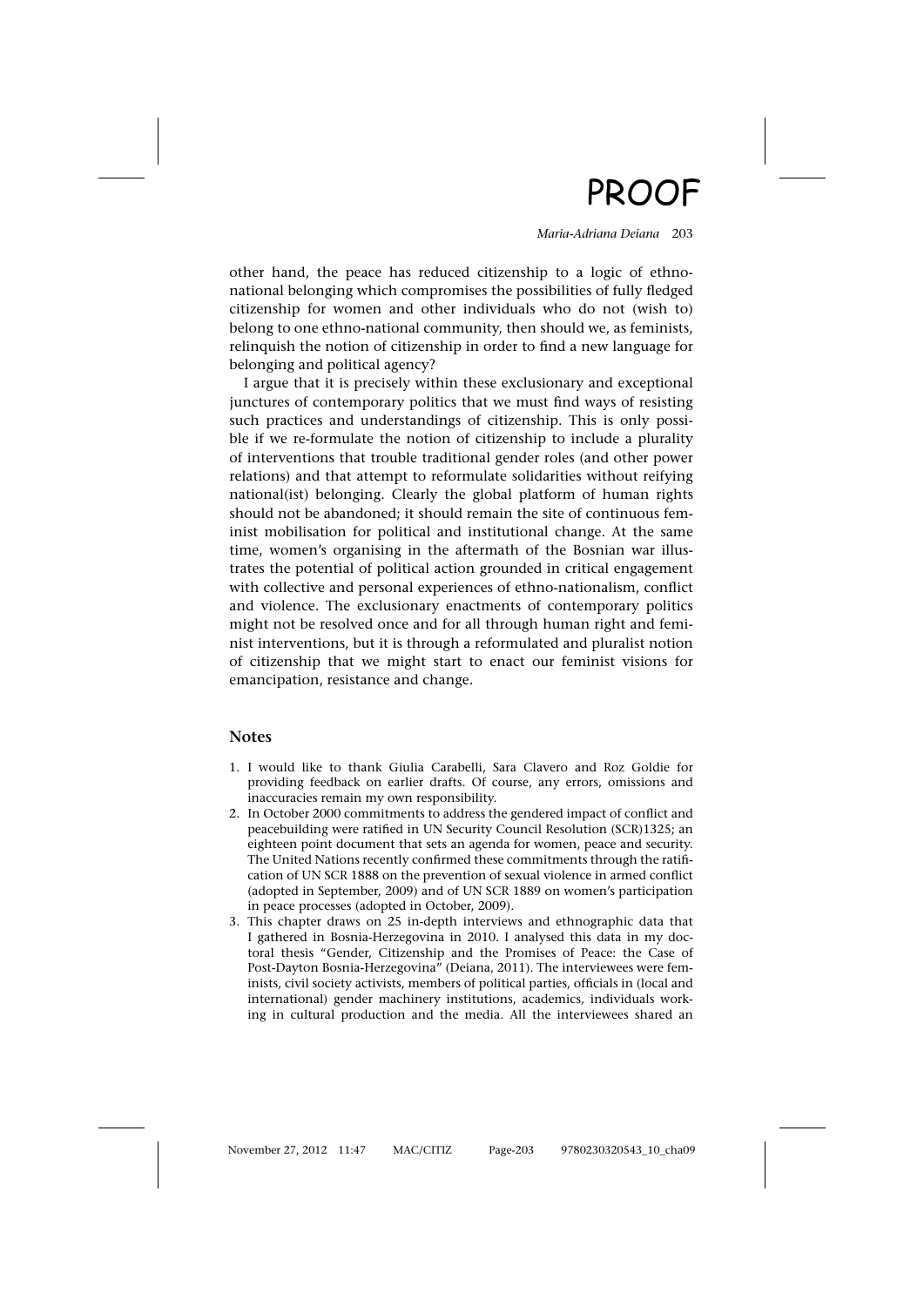other hand, the peace has reduced citizenship to a logic of ethno-national belonging which compromises the possibilities of fully fledged citizenship for women and other individuals who do not (wish to) belong to one ethno-national community, then should we, as feminists, relinquish the notion of citizenship in order to find a new language for belonging and political agency?

I argue that it is precisely within these exclusionary and exceptional junctures of contemporary politics that we must find ways of resisting such practices and understandings of citizenship. This is only possible if we re-formulate the notion of citizenship to include a plurality of interventions that trouble traditional gender roles (and other power relations) and that attempt to reformulate solidarities without reifying national(ist) belonging. Clearly the global platform of human rights should not be abandoned; it should remain the site of continuous feminist mobilisation for political and institutional change. At the same time, women's organising in the aftermath of the Bosnian war illustrates the potential of political action grounded in critical engagement with collective and personal experiences of ethno-nationalism, conflict and violence. The exclusionary enactments of contemporary politics might not be resolved once and for all through human right and feminist interventions, but it is through a reformulated and pluralist notion of citizenship that we might start to enact our feminist visions for emancipation, resistance and change.

## Notes

1. I would like to thank Giulia Carabelli, Sara Clavero and Roz Goldie for providing feedback on earlier drafts. Of course, any errors, omissions and inaccuracies remain my own responsibility.
2. In October 2000 commitments to address the gendered impact of conflict and peacebuilding were ratified in UN Security Council Resolution (SCR)1325; an eighteen point document that sets an agenda for women, peace and security. The United Nations recently confirmed these commitments through the ratification of UN SCR 1888 on the prevention of sexual violence in armed conflict (adopted in September, 2009) and of UN SCR 1889 on women's participation in peace processes (adopted in October, 2009).
3. This chapter draws on 25 in-depth interviews and ethnographic data that I gathered in Bosnia-Herzegovina in 2010. I analysed this data in my doctoral thesis "Gender, Citizenship and the Promises of Peace: the Case of Post-Dayton Bosnia-Herzegovina" (Deiana, 2011). The interviewees were feminists, civil society activists, members of political parties, officials in (local and international) gender machinery institutions, academics, individuals working in cultural production and the media. All the interviewees shared an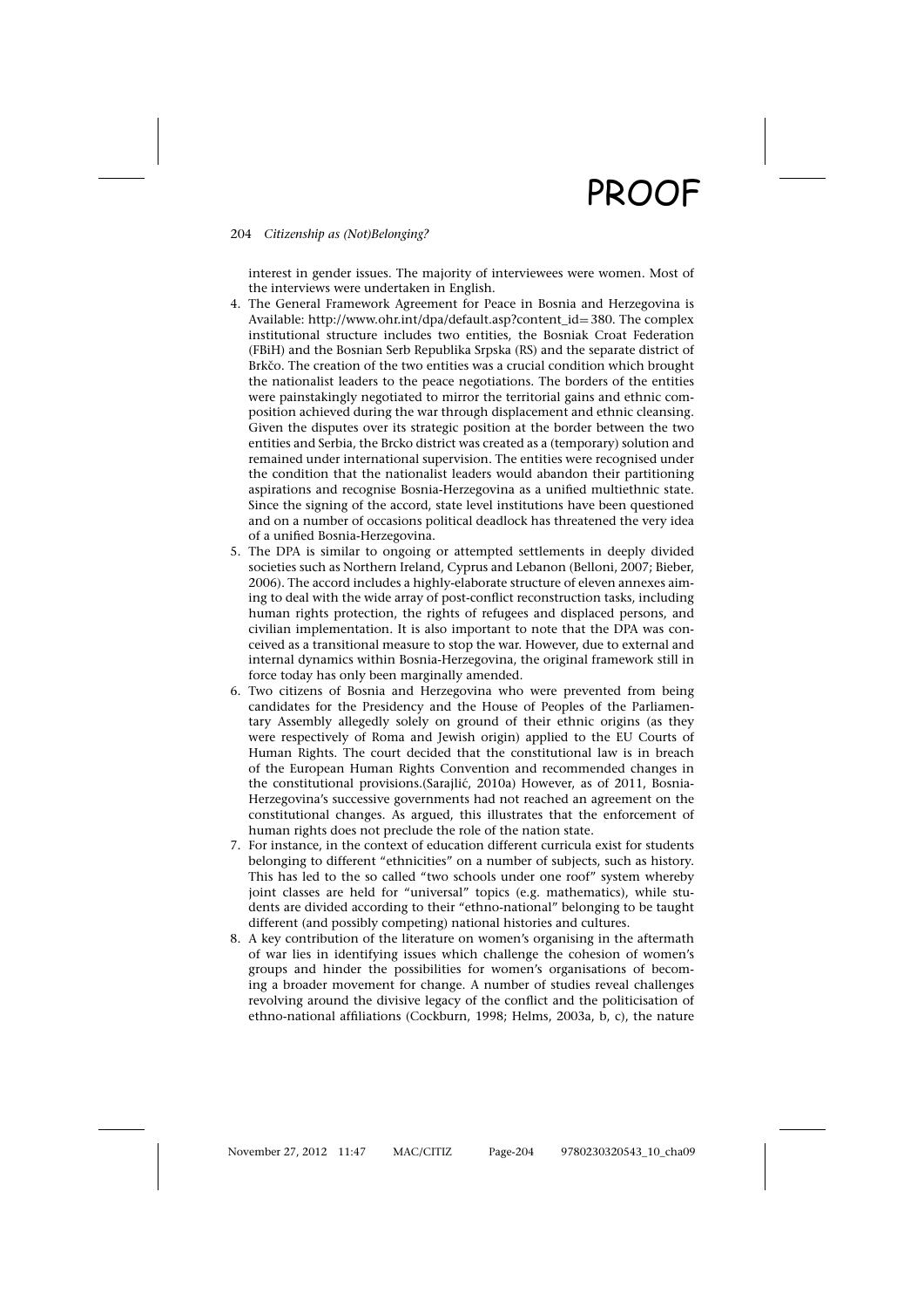interest in gender issues. The majority of interviewees were women. Most of the interviews were undertaken in English.

4. The General Framework Agreement for Peace in Bosnia and Herzegovina is Available: http://www.ohr.int/dpa/default.asp?content_id=380. The complex institutional structure includes two entities, the Bosniak Croat Federation (FBiH) and the Bosnian Serb Republika Srpska (RS) and the separate district of Brkčo. The creation of the two entities was a crucial condition which brought the nationalist leaders to the peace negotiations. The borders of the entities were painstakingly negotiated to mirror the territorial gains and ethnic composition achieved during the war through displacement and ethnic cleansing. Given the disputes over its strategic position at the border between the two entities and Serbia, the Brcko district was created as a (temporary) solution and remained under international supervision. The entities were recognised under the condition that the nationalist leaders would abandon their partitioning aspirations and recognise Bosnia-Herzegovina as a unified multiethnic state. Since the signing of the accord, state level institutions have been questioned and on a number of occasions political deadlock has threatened the very idea of a unified Bosnia-Herzegovina.
5. The DPA is similar to ongoing or attempted settlements in deeply divided societies such as Northern Ireland, Cyprus and Lebanon (Belloni, 2007; Bieber, 2006). The accord includes a highly-elaborate structure of eleven annexes aiming to deal with the wide array of post-conflict reconstruction tasks, including human rights protection, the rights of refugees and displaced persons, and civilian implementation. It is also important to note that the DPA was conceived as a transitional measure to stop the war. However, due to external and internal dynamics within Bosnia-Herzegovina, the original framework still in force today has only been marginally amended.
6. Two citizens of Bosnia and Herzegovina who were prevented from being candidates for the Presidency and the House of Peoples of the Parliamentary Assembly allegedly solely on ground of their ethnic origins (as they were respectively of Roma and Jewish origin) applied to the EU Courts of Human Rights. The court decided that the constitutional law is in breach of the European Human Rights Convention and recommended changes in the constitutional provisions.(Sarajlić, 2010a) However, as of 2011, Bosnia-Herzegovina's successive governments had not reached an agreement on the constitutional changes. As argued, this illustrates that the enforcement of human rights does not preclude the role of the nation state.
7. For instance, in the context of education different curricula exist for students belonging to different "ethnicities" on a number of subjects, such as history. This has led to the so called "two schools under one roof" system whereby joint classes are held for "universal" topics (e.g. mathematics), while students are divided according to their "ethno-national" belonging to be taught different (and possibly competing) national histories and cultures.
8. A key contribution of the literature on women's organising in the aftermath of war lies in identifying issues which challenge the cohesion of women's groups and hinder the possibilities for women's organisations of becoming a broader movement for change. A number of studies reveal challenges revolving around the divisive legacy of the conflict and the politicisation of ethno-national affiliations (Cockburn, 1998; Helms, 2003a, b, c), the nature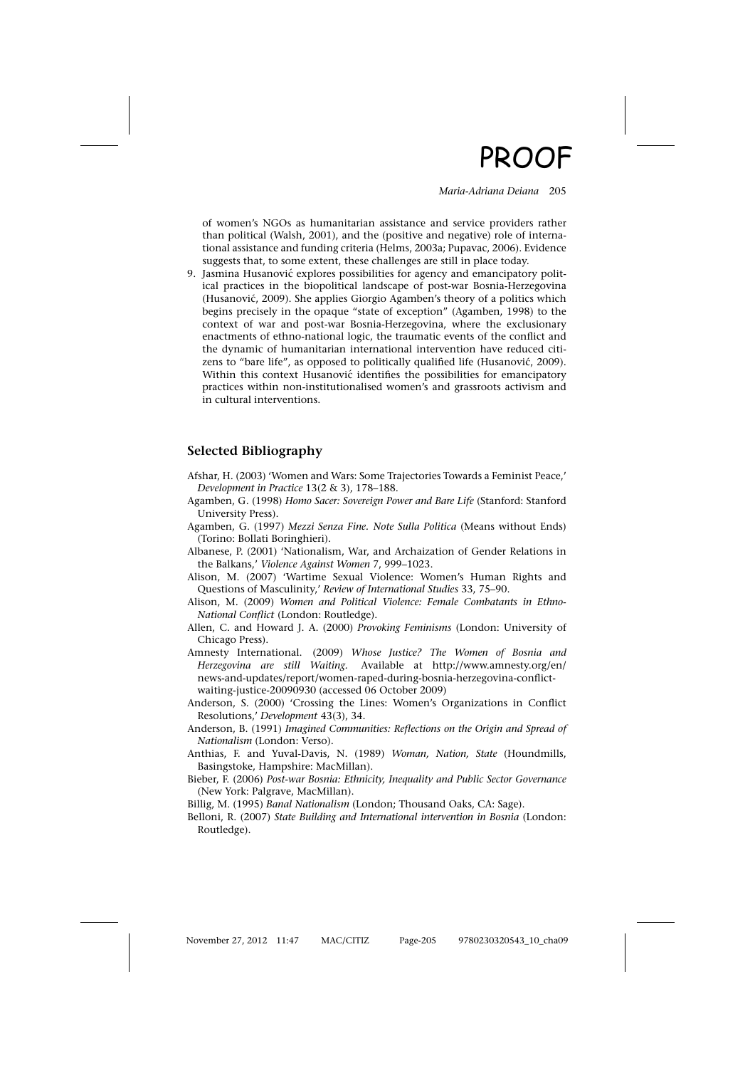of women's NGOs as humanitarian assistance and service providers rather than political (Walsh, 2001), and the (positive and negative) role of international assistance and funding criteria (Helms, 2003a; Pupavac, 2006). Evidence suggests that, to some extent, these challenges are still in place today.

9. Jasmina Husanović explores possibilities for agency and emancipatory political practices in the biopolitical landscape of post-war Bosnia-Herzegovina (Husanović, 2009). She applies Giorgio Agamben's theory of a politics which begins precisely in the opaque "state of exception" (Agamben, 1998) to the context of war and post-war Bosnia-Herzegovina, where the exclusionary enactments of ethno-national logic, the traumatic events of the conflict and the dynamic of humanitarian international intervention have reduced citizens to "bare life", as opposed to politically qualified life (Husanović, 2009). Within this context Husanović identifies the possibilities for emancipatory practices within non-institutionalised women's and grassroots activism and in cultural interventions.

## Selected Bibliography

Afshar, H. (2003) 'Women and Wars: Some Trajectories Towards a Feminist Peace,' *Development in Practice* 13(2 & 3), 178–188.

Agamben, G. (1998) *Homo Sacer: Sovereign Power and Bare Life* (Stanford: Stanford University Press).

Agamben, G. (1997) *Mezzi Senza Fine. Note Sulla Politica* (Means without Ends) (Torino: Bollati Boringhieri).

Albanese, P. (2001) 'Nationalism, War, and Archaization of Gender Relations in the Balkans,' *Violence Against Women* 7, 999–1023.

Alison, M. (2007) 'Wartime Sexual Violence: Women's Human Rights and Questions of Masculinity,' *Review of International Studies* 33, 75–90.

Alison, M. (2009) *Women and Political Violence: Female Combatants in Ethno-National Conflict* (London: Routledge).

Allen, C. and Howard J. A. (2000) *Provoking Feminisms* (London: University of Chicago Press).

Amnesty International. (2009) *Whose Justice? The Women of Bosnia and Herzegovina are still Waiting.* Available at http://www.amnesty.org/en/news-and-updates/report/women-raped-during-bosnia-herzegovina-conflict-waiting-justice-20090930 (accessed 06 October 2009)

Anderson, S. (2000) 'Crossing the Lines: Women's Organizations in Conflict Resolutions,' *Development* 43(3), 34.

Anderson, B. (1991) *Imagined Communities: Reflections on the Origin and Spread of Nationalism* (London: Verso).

Anthias, F. and Yuval-Davis, N. (1989) *Woman, Nation, State* (Houndmills, Basingstoke, Hampshire: MacMillan).

Bieber, F. (2006) *Post-war Bosnia: Ethnicity, Inequality and Public Sector Governance* (New York: Palgrave, MacMillan).

Billig, M. (1995) *Banal Nationalism* (London; Thousand Oaks, CA: Sage).

Belloni, R. (2007) *State Building and International intervention in Bosnia* (London: Routledge).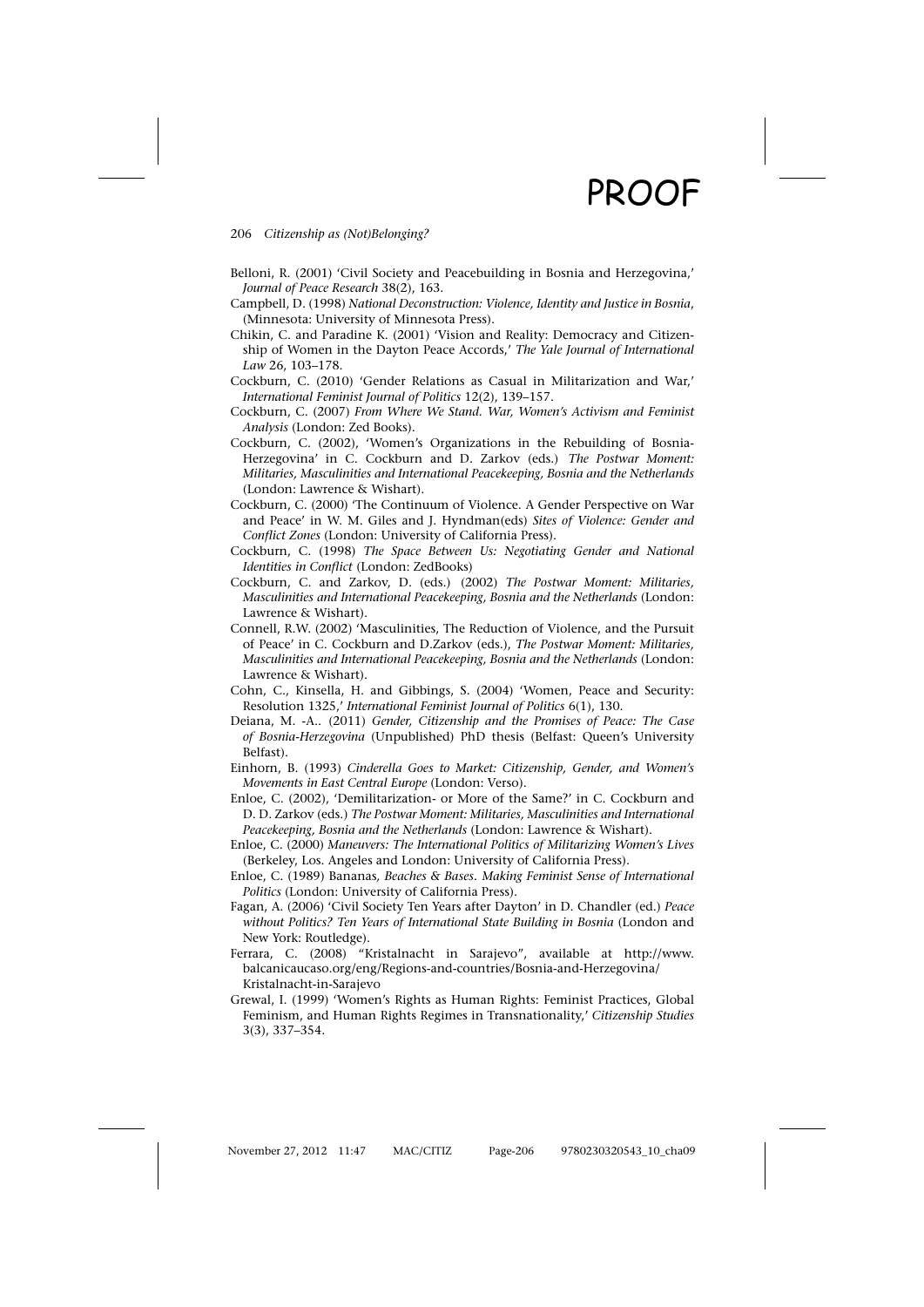Belloni, R. (2001) 'Civil Society and Peacebuilding in Bosnia and Herzegovina,' *Journal of Peace Research* 38(2), 163.

Campbell, D. (1998) *National Deconstruction: Violence, Identity and Justice in Bosnia*, (Minnesota: University of Minnesota Press).

Chikin, C. and Paradine K. (2001) 'Vision and Reality: Democracy and Citizenship of Women in the Dayton Peace Accords,' *The Yale Journal of International Law* 26, 103–178.

Cockburn, C. (2010) 'Gender Relations as Casual in Militarization and War,' *International Feminist Journal of Politics* 12(2), 139–157.

Cockburn, C. (2007) *From Where We Stand. War, Women's Activism and Feminist Analysis* (London: Zed Books).

Cockburn, C. (2002), 'Women's Organizations in the Rebuilding of Bosnia-Herzegovina' in C. Cockburn and D. Zarkov (eds.) *The Postwar Moment: Militaries, Masculinities and International Peacekeeping, Bosnia and the Netherlands* (London: Lawrence & Wishart).

Cockburn, C. (2000) 'The Continuum of Violence. A Gender Perspective on War and Peace' in W. M. Giles and J. Hyndman(eds) *Sites of Violence: Gender and Conflict Zones* (London: University of California Press).

Cockburn, C. (1998) *The Space Between Us: Negotiating Gender and National Identities in Conflict* (London: ZedBooks)

Cockburn, C. and Zarkov, D. (eds.) (2002) *The Postwar Moment: Militaries, Masculinities and International Peacekeeping, Bosnia and the Netherlands* (London: Lawrence & Wishart).

Connell, R.W. (2002) 'Masculinities, The Reduction of Violence, and the Pursuit of Peace' in C. Cockburn and D.Zarkov (eds.), *The Postwar Moment: Militaries, Masculinities and International Peacekeeping, Bosnia and the Netherlands* (London: Lawrence & Wishart).

Cohn, C., Kinsella, H. and Gibbings, S. (2004) 'Women, Peace and Security: Resolution 1325,' *International Feminist Journal of Politics* 6(1), 130.

Deiana, M. -A.. (2011) *Gender, Citizenship and the Promises of Peace: The Case of Bosnia-Herzegovina* (Unpublished) PhD thesis (Belfast: Queen's University Belfast).

Einhorn, B. (1993) *Cinderella Goes to Market: Citizenship, Gender, and Women's Movements in East Central Europe* (London: Verso).

Enloe, C. (2002), 'Demilitarization- or More of the Same?' in C. Cockburn and D. D. Zarkov (eds.) *The Postwar Moment: Militaries, Masculinities and International Peacekeeping, Bosnia and the Netherlands* (London: Lawrence & Wishart).

Enloe, C. (2000) *Maneuvers: The International Politics of Militarizing Women's Lives* (Berkeley, Los. Angeles and London: University of California Press).

Enloe, C. (1989) Bananas, *Beaches & Bases. Making Feminist Sense of International Politics* (London: University of California Press).

Fagan, A. (2006) 'Civil Society Ten Years after Dayton' in D. Chandler (ed.) *Peace without Politics? Ten Years of International State Building in Bosnia* (London and New York: Routledge).

Ferrara, C. (2008) "Kristalnacht in Sarajevo", available at http://www.balcanicaucaso.org/eng/Regions-and-countries/Bosnia-and-Herzegovina/Kristalnacht-in-Sarajevo

Grewal, I. (1999) 'Women's Rights as Human Rights: Feminist Practices, Global Feminism, and Human Rights Regimes in Transnationality,' *Citizenship Studies* 3(3), 337–354.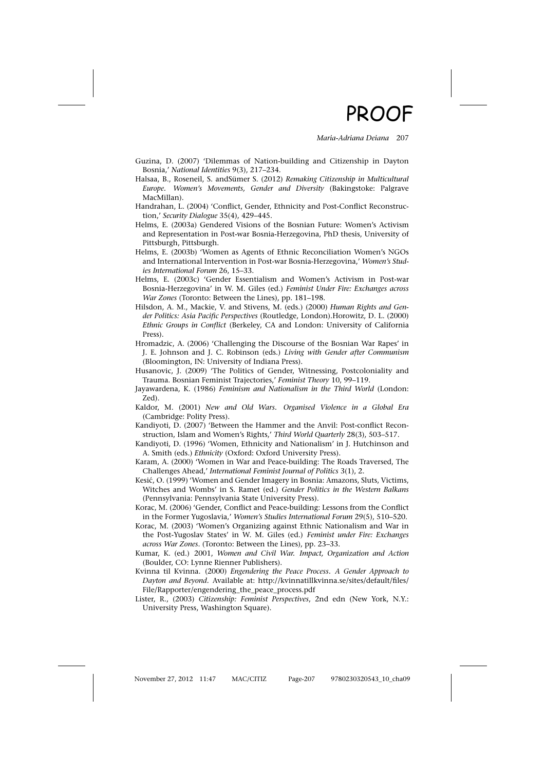Guzina, D. (2007) 'Dilemmas of Nation-building and Citizenship in Dayton Bosnia,' *National Identities* 9(3), 217–234.

Halsaa, B., Roseneil, S. andSümer S. (2012) *Remaking Citizenship in Multicultural Europe. Women's Movements, Gender and Diversity* (Bakingstoke: Palgrave MacMillan).

Handrahan, L. (2004) 'Conflict, Gender, Ethnicity and Post-Conflict Reconstruction,' *Security Dialogue* 35(4), 429–445.

Helms, E. (2003a) Gendered Visions of the Bosnian Future: Women's Activism and Representation in Post-war Bosnia-Herzegovina, PhD thesis, University of Pittsburgh, Pittsburgh.

Helms, E. (2003b) 'Women as Agents of Ethnic Reconciliation Women's NGOs and International Intervention in Post-war Bosnia-Herzegovina,' *Women's Studies International Forum* 26, 15–33.

Helms, E. (2003c) 'Gender Essentialism and Women's Activism in Post-war Bosnia-Herzegovina' in W. M. Giles (ed.) *Feminist Under Fire: Exchanges across War Zones* (Toronto: Between the Lines), pp. 181–198.

Hilsdon, A. M., Mackie, V. and Stivens, M. (eds.) (2000) *Human Rights and Gender Politics: Asia Pacific Perspectives* (Routledge, London).Horowitz, D. L. (2000) *Ethnic Groups in Conflict* (Berkeley, CA and London: University of California Press).

Hromadzic, A. (2006) 'Challenging the Discourse of the Bosnian War Rapes' in J. E. Johnson and J. C. Robinson (eds.) *Living with Gender after Communism* (Bloomington, IN: University of Indiana Press).

Husanovic, J. (2009) 'The Politics of Gender, Witnessing, Postcoloniality and Trauma. Bosnian Feminist Trajectories,' *Feminist Theory* 10, 99–119.

Jayawardena, K. (1986) *Feminism and Nationalism in the Third World* (London: Zed).

Kaldor, M. (2001) *New and Old Wars. Organised Violence in a Global Era* (Cambridge: Polity Press).

Kandiyoti, D. (2007) 'Between the Hammer and the Anvil: Post-conflict Reconstruction, Islam and Women's Rights,' *Third World Quarterly* 28(3), 503–517.

Kandiyoti, D. (1996) 'Women, Ethnicity and Nationalism' in J. Hutchinson and A. Smith (eds.) *Ethnicity* (Oxford: Oxford University Press).

Karam, A. (2000) 'Women in War and Peace-building: The Roads Traversed, The Challenges Ahead,' *International Feminist Journal of Politics* 3(1), 2.

Kesić, O. (1999) 'Women and Gender Imagery in Bosnia: Amazons, Sluts, Victims, Witches and Wombs' in S. Ramet (ed.) *Gender Politics in the Western Balkans* (Pennsylvania: Pennsylvania State University Press).

Korac, M. (2006) 'Gender, Conflict and Peace-building: Lessons from the Conflict in the Former Yugoslavia,' *Women's Studies International Forum* 29(5), 510–520.

Korac, M. (2003) 'Women's Organizing against Ethnic Nationalism and War in the Post-Yugoslav States' in W. M. Giles (ed.) *Feminist under Fire: Exchanges across War Zones*. (Toronto: Between the Lines), pp. 23–33.

Kumar, K. (ed.) 2001, *Women and Civil War. Impact, Organization and Action* (Boulder, CO: Lynne Rienner Publishers).

Kvinna til Kvinna. (2000) *Engendering the Peace Process. A Gender Approach to Dayton and Beyond*. Available at: http://kvinnatillkvinna.se/sites/default/files/File/Rapporter/engendering_the_peace_process.pdf

Lister, R., (2003) *Citizenship: Feminist Perspectives*, 2nd edn (New York, N.Y.: University Press, Washington Square).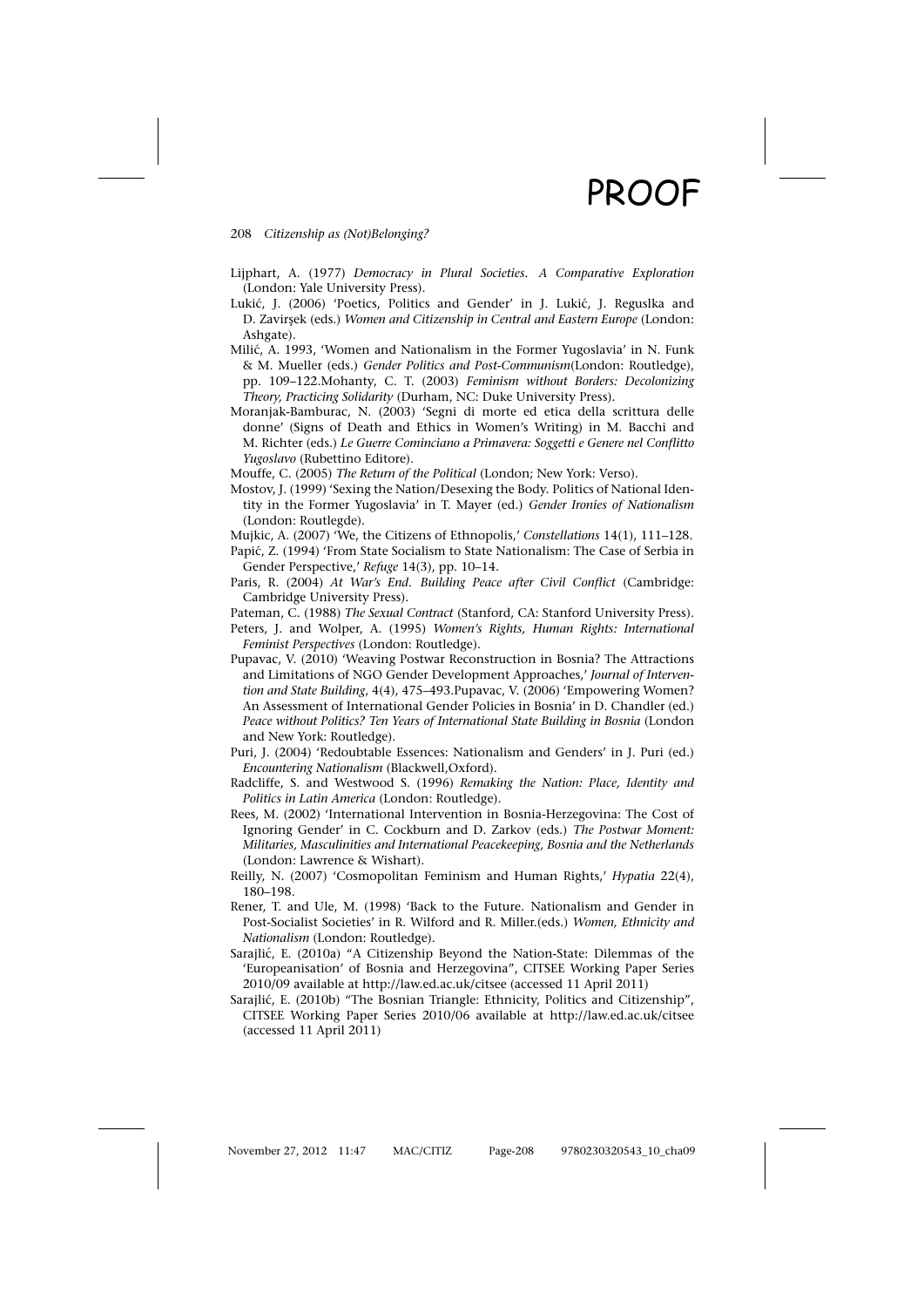Lijphart, A. (1977) *Democracy in Plural Societies. A Comparative Exploration* (London: Yale University Press).

Lukić, J. (2006) 'Poetics, Politics and Gender' in J. Lukić, J. Reguslka and D. Zavirşek (eds.) *Women and Citizenship in Central and Eastern Europe* (London: Ashgate).

Milić, A. 1993, 'Women and Nationalism in the Former Yugoslavia' in N. Funk & M. Mueller (eds.) *Gender Politics and Post-Communism*(London: Routledge), pp. 109–122.Mohanty, C. T. (2003) *Feminism without Borders: Decolonizing Theory, Practicing Solidarity* (Durham, NC: Duke University Press).

Moranjak-Bamburac, N. (2003) 'Segni di morte ed etica della scrittura delle donne' (Signs of Death and Ethics in Women's Writing) in M. Bacchi and M. Richter (eds.) *Le Guerre Cominciano a Primavera: Soggetti e Genere nel Conflitto Yugoslavo* (Rubettino Editore).

Mouffe, C. (2005) *The Return of the Political* (London; New York: Verso).

Mostov, J. (1999) 'Sexing the Nation/Desexing the Body. Politics of National Identity in the Former Yugoslavia' in T. Mayer (ed.) *Gender Ironies of Nationalism* (London: Routlegde).

Mujkic, A. (2007) 'We, the Citizens of Ethnopolis,' *Constellations* 14(1), 111–128.

Papić, Z. (1994) 'From State Socialism to State Nationalism: The Case of Serbia in Gender Perspective,' *Refuge* 14(3), pp. 10–14.

Paris, R. (2004) *At War's End. Building Peace after Civil Conflict* (Cambridge: Cambridge University Press).

Pateman, C. (1988) *The Sexual Contract* (Stanford, CA: Stanford University Press).

Peters, J. and Wolper, A. (1995) *Women's Rights, Human Rights: International Feminist Perspectives* (London: Routledge).

Pupavac, V. (2010) 'Weaving Postwar Reconstruction in Bosnia? The Attractions and Limitations of NGO Gender Development Approaches,' *Journal of Intervention and State Building*, 4(4), 475–493.Pupavac, V. (2006) 'Empowering Women? An Assessment of International Gender Policies in Bosnia' in D. Chandler (ed.) *Peace without Politics? Ten Years of International State Building in Bosnia* (London and New York: Routledge).

Puri, J. (2004) 'Redoubtable Essences: Nationalism and Genders' in J. Puri (ed.) *Encountering Nationalism* (Blackwell,Oxford).

Radcliffe, S. and Westwood S. (1996) *Remaking the Nation: Place, Identity and Politics in Latin America* (London: Routledge).

Rees, M. (2002) 'International Intervention in Bosnia-Herzegovina: The Cost of Ignoring Gender' in C. Cockburn and D. Zarkov (eds.) *The Postwar Moment: Militaries, Masculinities and International Peacekeeping, Bosnia and the Netherlands* (London: Lawrence & Wishart).

Reilly, N. (2007) 'Cosmopolitan Feminism and Human Rights,' *Hypatia* 22(4), 180–198.

Rener, T. and Ule, M. (1998) 'Back to the Future. Nationalism and Gender in Post-Socialist Societies' in R. Wilford and R. Miller.(eds.) *Women, Ethnicity and Nationalism* (London: Routledge).

Sarajlić, E. (2010a) "A Citizenship Beyond the Nation-State: Dilemmas of the 'Europeanisation' of Bosnia and Herzegovina", CITSEE Working Paper Series 2010/09 available at http://law.ed.ac.uk/citsee (accessed 11 April 2011)

Sarajlić, E. (2010b) "The Bosnian Triangle: Ethnicity, Politics and Citizenship", CITSEE Working Paper Series 2010/06 available at http://law.ed.ac.uk/citsee (accessed 11 April 2011)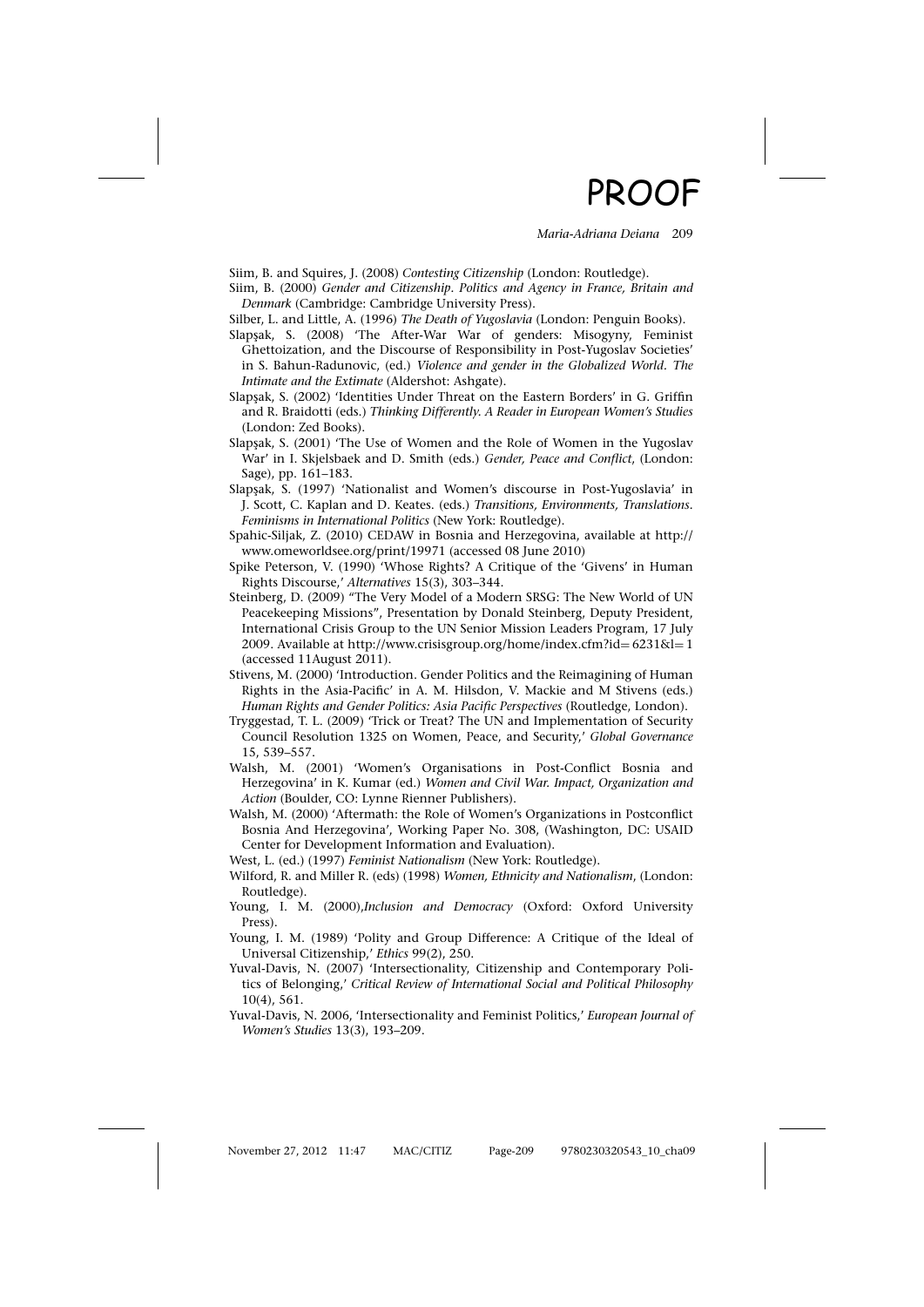Siim, B. and Squires, J. (2008) *Contesting Citizenship* (London: Routledge).

Siim, B. (2000) *Gender and Citizenship. Politics and Agency in France, Britain and Denmark* (Cambridge: Cambridge University Press).

Silber, L. and Little, A. (1996) *The Death of Yugoslavia* (London: Penguin Books).

Slapşak, S. (2008) 'The After-War War of genders: Misogyny, Feminist Ghettoization, and the Discourse of Responsibility in Post-Yugoslav Societies' in S. Bahun-Radunovic, (ed.) *Violence and gender in the Globalized World. The Intimate and the Extimate* (Aldershot: Ashgate).

Slapşak, S. (2002) 'Identities Under Threat on the Eastern Borders' in G. Griffin and R. Braidotti (eds.) *Thinking Differently. A Reader in European Women's Studies* (London: Zed Books).

Slapşak, S. (2001) 'The Use of Women and the Role of Women in the Yugoslav War' in I. Skjelsbaek and D. Smith (eds.) *Gender, Peace and Conflict*, (London: Sage), pp. 161–183.

Slapşak, S. (1997) 'Nationalist and Women's discourse in Post-Yugoslavia' in J. Scott, C. Kaplan and D. Keates. (eds.) *Transitions, Environments, Translations. Feminisms in International Politics* (New York: Routledge).

Spahic-Siljak, Z. (2010) CEDAW in Bosnia and Herzegovina, available at http://www.omeworldsee.org/print/19971 (accessed 08 June 2010)

Spike Peterson, V. (1990) 'Whose Rights? A Critique of the 'Givens' in Human Rights Discourse,' *Alternatives* 15(3), 303–344.

Steinberg, D. (2009) "The Very Model of a Modern SRSG: The New World of UN Peacekeeping Missions", Presentation by Donald Steinberg, Deputy President, International Crisis Group to the UN Senior Mission Leaders Program, 17 July 2009. Available at http://www.crisisgroup.org/home/index.cfm?id= 6231&l= 1 (accessed 11August 2011).

Stivens, M. (2000) 'Introduction. Gender Politics and the Reimagining of Human Rights in the Asia-Pacific' in A. M. Hilsdon, V. Mackie and M Stivens (eds.) *Human Rights and Gender Politics: Asia Pacific Perspectives* (Routledge, London).

Tryggestad, T. L. (2009) 'Trick or Treat? The UN and Implementation of Security Council Resolution 1325 on Women, Peace, and Security,' *Global Governance* 15, 539–557.

Walsh, M. (2001) 'Women's Organisations in Post-Conflict Bosnia and Herzegovina' in K. Kumar (ed.) *Women and Civil War. Impact, Organization and Action* (Boulder, CO: Lynne Rienner Publishers).

Walsh, M. (2000) 'Aftermath: the Role of Women's Organizations in Postconflict Bosnia And Herzegovina', Working Paper No. 308, (Washington, DC: USAID Center for Development Information and Evaluation).

West, L. (ed.) (1997) *Feminist Nationalism* (New York: Routledge).

Wilford, R. and Miller R. (eds) (1998) *Women, Ethnicity and Nationalism*, (London: Routledge).

Young, I. M. (2000),*Inclusion and Democracy* (Oxford: Oxford University Press).

Young, I. M. (1989) 'Polity and Group Difference: A Critique of the Ideal of Universal Citizenship,' *Ethics* 99(2), 250.

Yuval-Davis, N. (2007) 'Intersectionality, Citizenship and Contemporary Politics of Belonging,' *Critical Review of International Social and Political Philosophy* 10(4), 561.

Yuval-Davis, N. 2006, 'Intersectionality and Feminist Politics,' *European Journal of Women's Studies* 13(3), 193–209.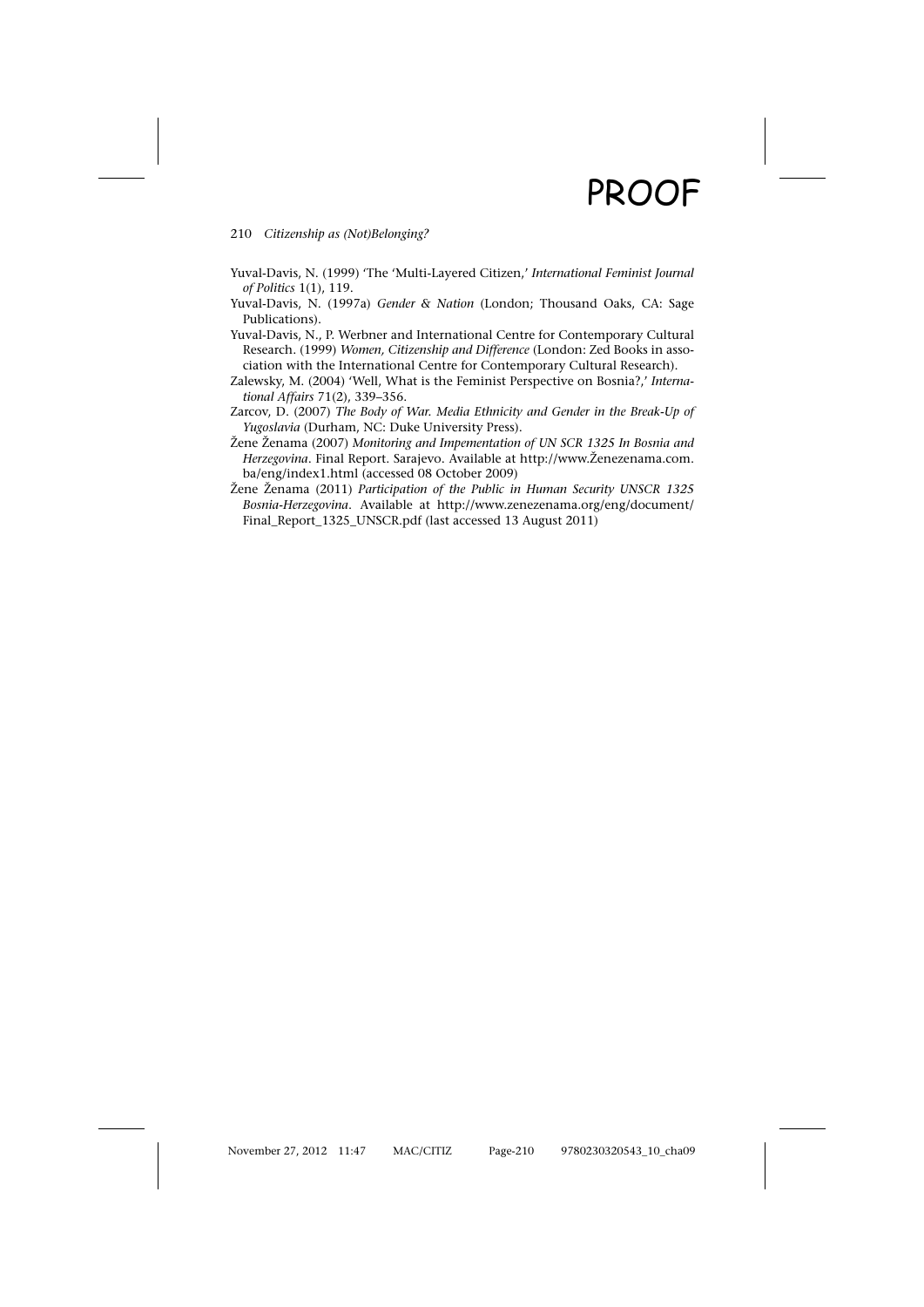Yuval-Davis, N. (1999) 'The 'Multi-Layered Citizen,' *International Feminist Journal of Politics* 1(1), 119.

Yuval-Davis, N. (1997a) *Gender & Nation* (London; Thousand Oaks, CA: Sage Publications).

Yuval-Davis, N., P. Werbner and International Centre for Contemporary Cultural Research. (1999) *Women, Citizenship and Difference* (London: Zed Books in association with the International Centre for Contemporary Cultural Research).

Zalewsky, M. (2004) 'Well, What is the Feminist Perspective on Bosnia?,' *International Affairs* 71(2), 339–356.

Zarcov, D. (2007) *The Body of War. Media Ethnicity and Gender in the Break-Up of Yugoslavia* (Durham, NC: Duke University Press).

Žene Ženama (2007) *Monitoring and Impementation of UN SCR 1325 In Bosnia and Herzegovina*. Final Report. Sarajevo. Available at http://www.Ženezenama.com.ba/eng/index1.html (accessed 08 October 2009)

Žene Ženama (2011) *Participation of the Public in Human Security UNSCR 1325 Bosnia-Herzegovina*. Available at http://www.zenezenama.org/eng/document/Final_Report_1325_UNSCR.pdf (last accessed 13 August 2011)